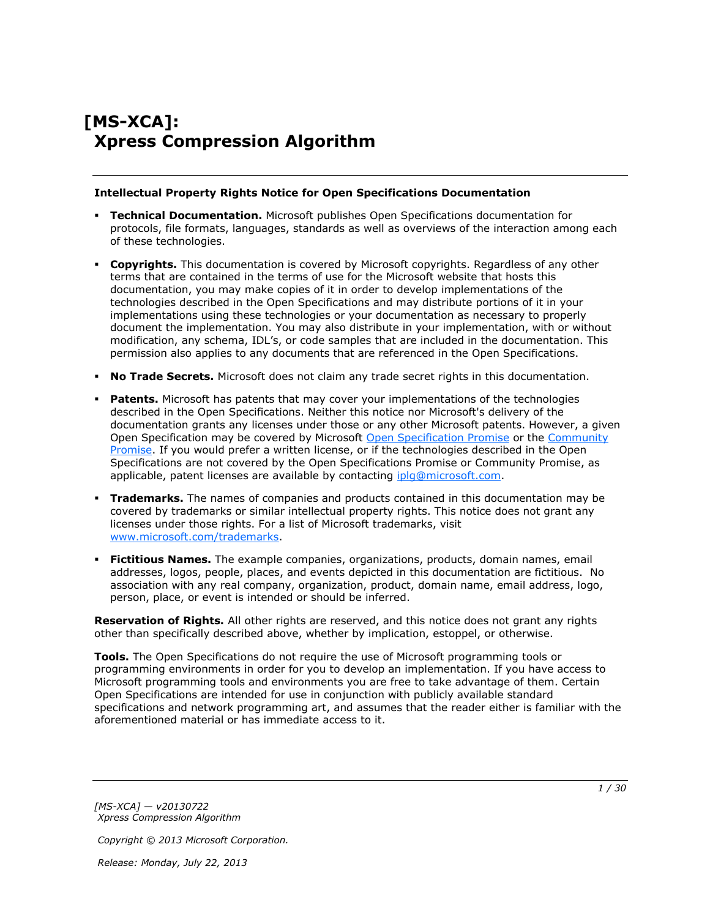# [MS-XCA]: Xpress Compression Algorithm

**Intellectual Property Rights Notice for Open Specifications Documentation**

- **Technical Documentation.** Microsoft publishes Open Specifications documentation for protocols, file formats, languages, standards as well as overviews of the interaction among each of these technologies.
- **Copyrights.** This documentation is covered by Microsoft copyrights. Regardless of any other terms that are contained in the terms of use for the Microsoft website that hosts this documentation, you may make copies of it in order to develop implementations of the technologies described in the Open Specifications and may distribute portions of it in your implementations using these technologies or your documentation as necessary to properly document the implementation. You may also distribute in your implementation, with or without modification, any schema, IDL's, or code samples that are included in the documentation. This permission also applies to any documents that are referenced in the Open Specifications.
- **No Trade Secrets.** Microsoft does not claim any trade secret rights in this documentation.
- **Patents.** Microsoft has patents that may cover your implementations of the technologies described in the Open Specifications. Neither this notice nor Microsoft's delivery of the documentation grants any licenses under those or any other Microsoft patents. However, a given Open Specification may be covered by Microsoft Open Specification Promise or the Community Promise. If you would prefer a written license, or if the technologies described in the Open Specifications are not covered by the Open Specifications Promise or Community Promise, as applicable, patent licenses are available by contacting iplg@microsoft.com.
- **Trademarks.** The names of companies and products contained in this documentation may be covered by trademarks or similar intellectual property rights. This notice does not grant any licenses under those rights. For a list of Microsoft trademarks, visit www.microsoft.com/trademarks.
- **Fictitious Names.** The example companies, organizations, products, domain names, email addresses, logos, people, places, and events depicted in this documentation are fictitious. No association with any real company, organization, product, domain name, email address, logo, person, place, or event is intended or should be inferred.

**Reservation of Rights.** All other rights are reserved, and this notice does not grant any rights other than specifically described above, whether by implication, estoppel, or otherwise.

**Tools.** The Open Specifications do not require the use of Microsoft programming tools or programming environments in order for you to develop an implementation. If you have access to Microsoft programming tools and environments you are free to take advantage of them. Certain Open Specifications are intended for use in conjunction with publicly available standard specifications and network programming art, and assumes that the reader either is familiar with the aforementioned material or has immediate access to it.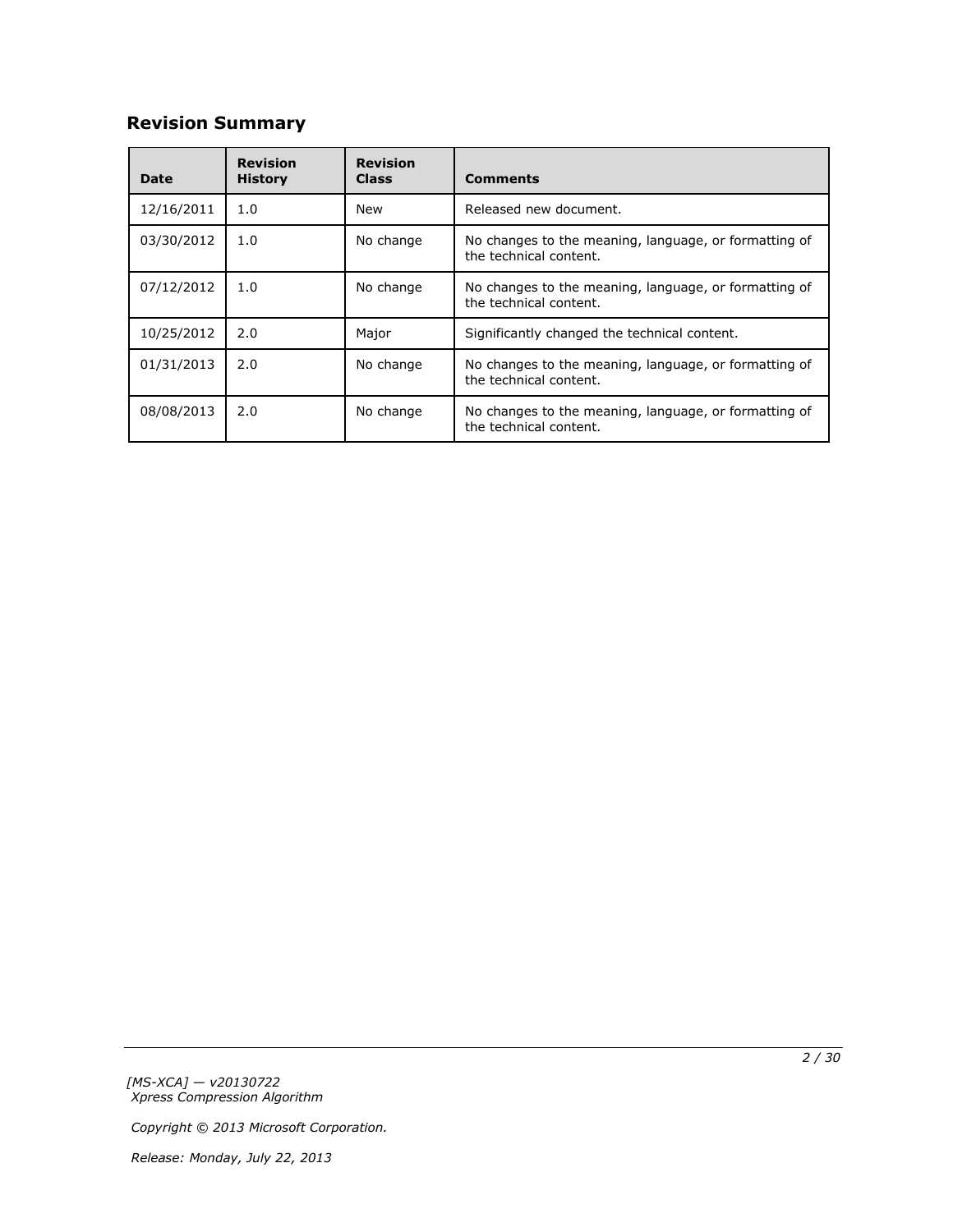## Revision Summary

| Date | Revision History | Revision Class | Comments |
|---|---|---|---|
| 12/16/2011 | 1.0 | New | Released new document. |
| 03/30/2012 | 1.0 | No change | No changes to the meaning, language, or formatting of the technical content. |
| 07/12/2012 | 1.0 | No change | No changes to the meaning, language, or formatting of the technical content. |
| 10/25/2012 | 2.0 | Major | Significantly changed the technical content. |
| 01/31/2013 | 2.0 | No change | No changes to the meaning, language, or formatting of the technical content. |
| 08/08/2013 | 2.0 | No change | No changes to the meaning, language, or formatting of the technical content. |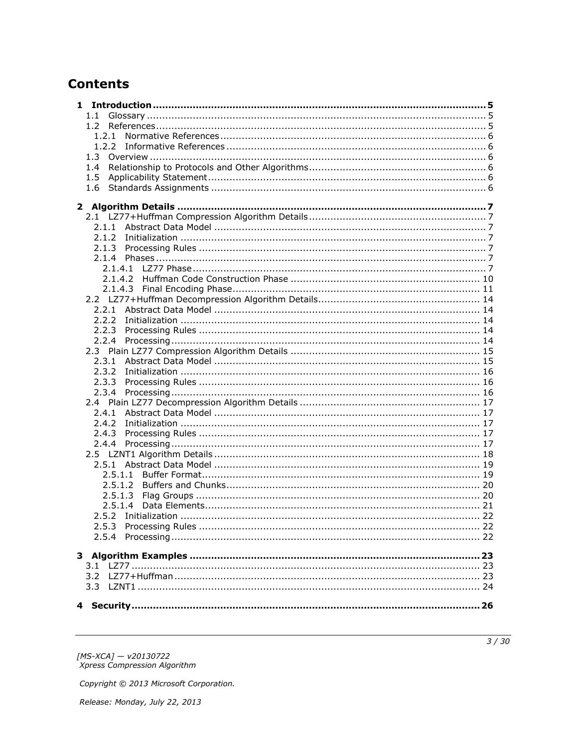# Contents

1 Introduction ........................................................................................................ 5
  1.1 Glossary ........................................................................................................ 5
  1.2 References ..................................................................................................... 5
    1.2.1 Normative References ................................................................................. 6
    1.2.2 Informative References ............................................................................... 6
  1.3 Overview ........................................................................................................ 6
  1.4 Relationship to Protocols and Other Algorithms ................................................... 6
  1.5 Applicability Statement ..................................................................................... 6
  1.6 Standards Assignments ..................................................................................... 6

2 Algorithm Details ................................................................................................. 7
  2.1 LZ77+Huffman Compression Algorithm Details ...................................................... 7
    2.1.1 Abstract Data Model ................................................................................... 7
    2.1.2 Initialization .............................................................................................. 7
    2.1.3 Processing Rules ........................................................................................ 7
    2.1.4 Phases ...................................................................................................... 7
      2.1.4.1 LZ77 Phase ........................................................................................... 7
      2.1.4.2 Huffman Code Construction Phase .......................................................... 10
      2.1.4.3 Final Encoding Phase ............................................................................. 11
  2.2 LZ77+Huffman Decompression Algorithm Details ................................................. 14
    2.2.1 Abstract Data Model ................................................................................... 14
    2.2.2 Initialization .............................................................................................. 14
    2.2.3 Processing Rules ........................................................................................ 14
    2.2.4 Processing ................................................................................................. 14
  2.3 Plain LZ77 Compression Algorithm Details .......................................................... 15
    2.3.1 Abstract Data Model ................................................................................... 15
    2.3.2 Initialization .............................................................................................. 16
    2.3.3 Processing Rules ........................................................................................ 16
    2.3.4 Processing ................................................................................................. 16
  2.4 Plain LZ77 Decompression Algorithm Details ....................................................... 17
    2.4.1 Abstract Data Model ................................................................................... 17
    2.4.2 Initialization .............................................................................................. 17
    2.4.3 Processing Rules ........................................................................................ 17
    2.4.4 Processing ................................................................................................. 17
  2.5 LZNT1 Algorithm Details ................................................................................... 18
    2.5.1 Abstract Data Model ................................................................................... 19
      2.5.1.1 Buffer Format ....................................................................................... 19
      2.5.1.2 Buffers and Chunks ............................................................................... 20
      2.5.1.3 Flag Groups .......................................................................................... 20
      2.5.1.4 Data Elements ....................................................................................... 21
    2.5.2 Initialization .............................................................................................. 22
    2.5.3 Processing Rules ........................................................................................ 22
    2.5.4 Processing ................................................................................................. 22

3 Algorithm Examples ............................................................................................ 23
  3.1 LZ77 .............................................................................................................. 23
  3.2 LZ77+Huffman ................................................................................................ 23
  3.3 LZNT1 ............................................................................................................ 24

4 Security ............................................................................................................... 26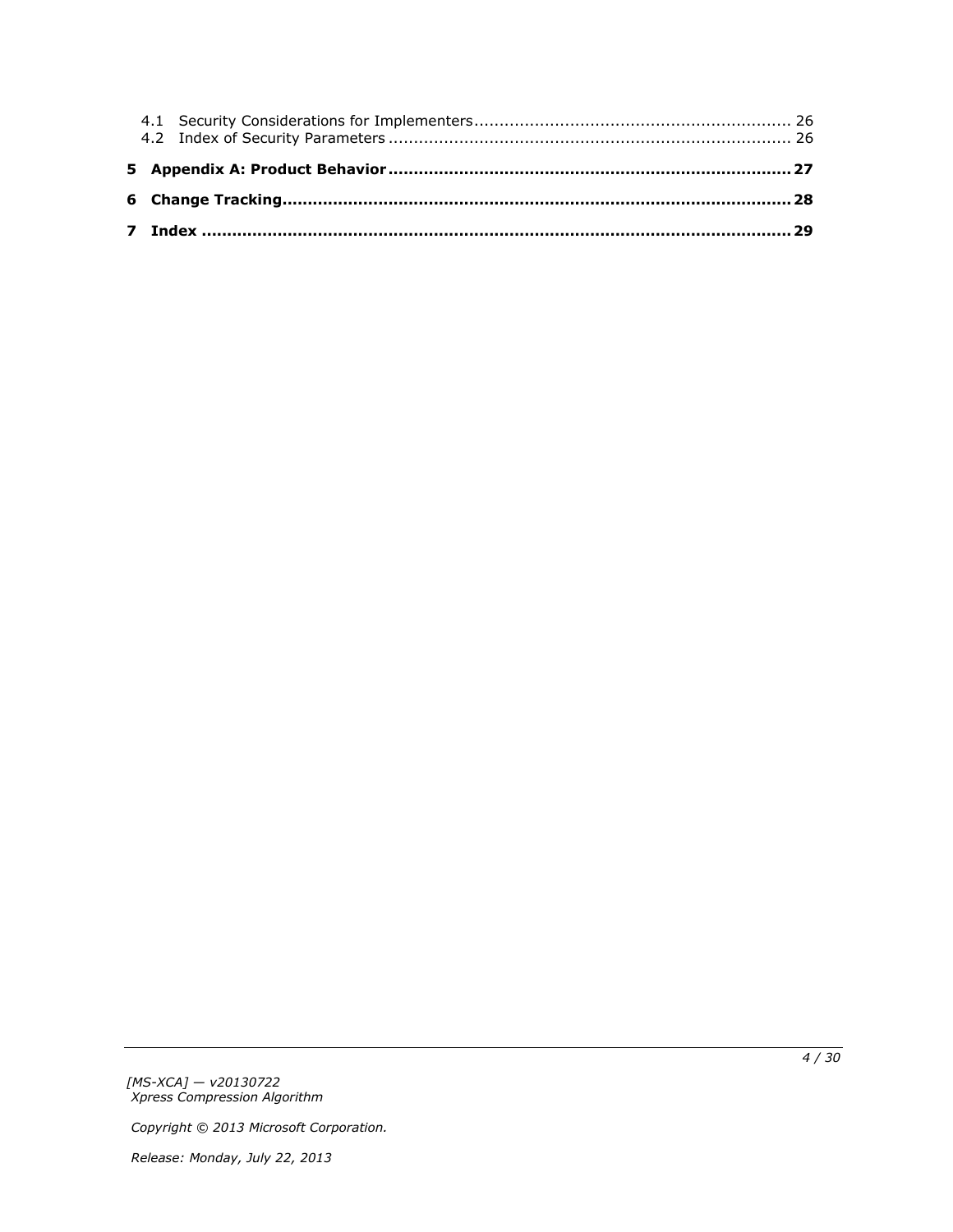4.1 Security Considerations for Implementers ........................................................... 26
4.2 Index of Security Parameters .................................................................................. 26

**5 Appendix A: Product Behavior ............................................................................. 27**

**6 Change Tracking..................................................................................................... 28**

**7 Index ....................................................................................................................... 29**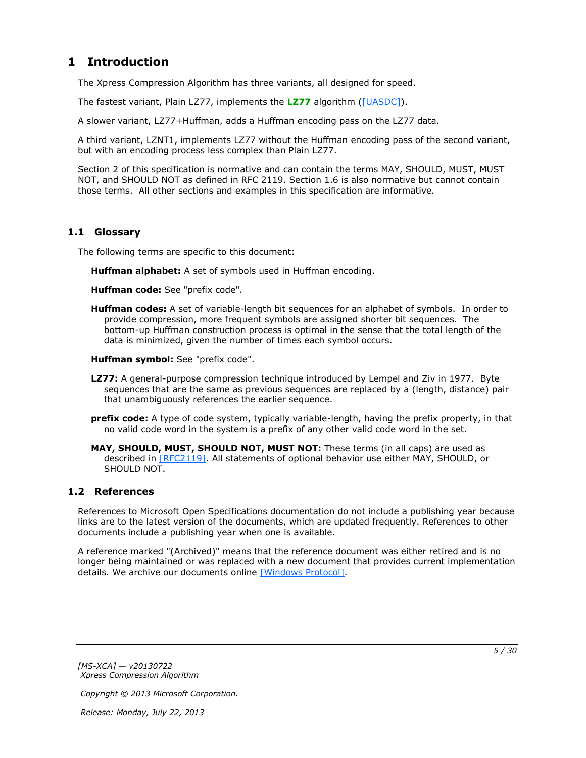# 1 Introduction

The Xpress Compression Algorithm has three variants, all designed for speed.

The fastest variant, Plain LZ77, implements the **LZ77** algorithm ([UASDC]).

A slower variant, LZ77+Huffman, adds a Huffman encoding pass on the LZ77 data.

A third variant, LZNT1, implements LZ77 without the Huffman encoding pass of the second variant, but with an encoding process less complex than Plain LZ77.

Section 2 of this specification is normative and can contain the terms MAY, SHOULD, MUST, MUST NOT, and SHOULD NOT as defined in RFC 2119. Section 1.6 is also normative but cannot contain those terms. All other sections and examples in this specification are informative.

## 1.1 Glossary

The following terms are specific to this document:

**Huffman alphabet:** A set of symbols used in Huffman encoding.

**Huffman code:** See "prefix code".

**Huffman codes:** A set of variable-length bit sequences for an alphabet of symbols. In order to provide compression, more frequent symbols are assigned shorter bit sequences. The bottom-up Huffman construction process is optimal in the sense that the total length of the data is minimized, given the number of times each symbol occurs.

**Huffman symbol:** See "prefix code".

**LZ77:** A general-purpose compression technique introduced by Lempel and Ziv in 1977. Byte sequences that are the same as previous sequences are replaced by a (length, distance) pair that unambiguously references the earlier sequence.

**prefix code:** A type of code system, typically variable-length, having the prefix property, in that no valid code word in the system is a prefix of any other valid code word in the set.

**MAY, SHOULD, MUST, SHOULD NOT, MUST NOT:** These terms (in all caps) are used as described in [RFC2119]. All statements of optional behavior use either MAY, SHOULD, or SHOULD NOT.

## 1.2 References

References to Microsoft Open Specifications documentation do not include a publishing year because links are to the latest version of the documents, which are updated frequently. References to other documents include a publishing year when one is available.

A reference marked "(Archived)" means that the reference document was either retired and is no longer being maintained or was replaced with a new document that provides current implementation details. We archive our documents online [Windows Protocol].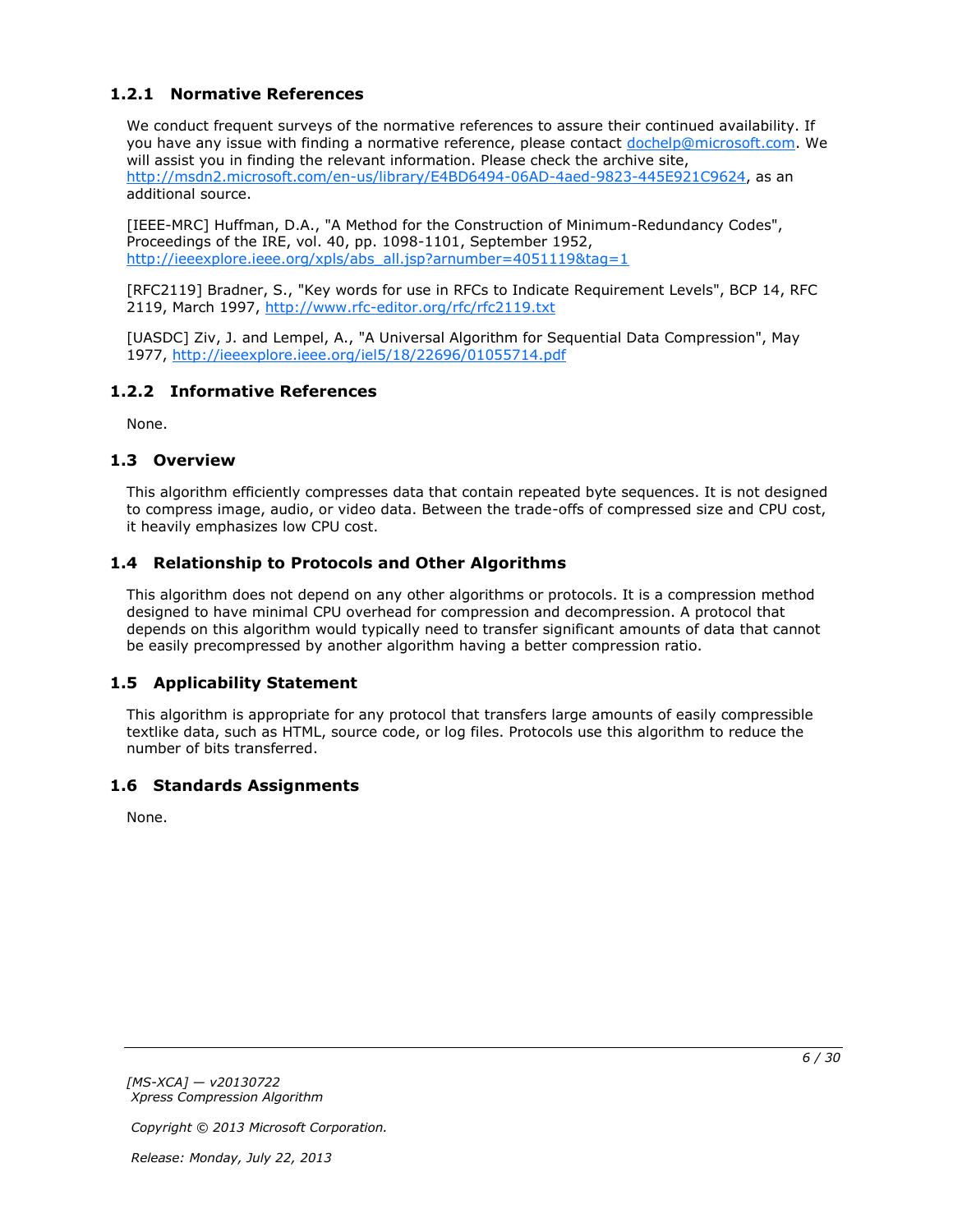### 1.2.1 Normative References

We conduct frequent surveys of the normative references to assure their continued availability. If you have any issue with finding a normative reference, please contact dochelp@microsoft.com. We will assist you in finding the relevant information. Please check the archive site, http://msdn2.microsoft.com/en-us/library/E4BD6494-06AD-4aed-9823-445E921C9624, as an additional source.

[IEEE-MRC] Huffman, D.A., "A Method for the Construction of Minimum-Redundancy Codes", Proceedings of the IRE, vol. 40, pp. 1098-1101, September 1952, http://ieeexplore.ieee.org/xpls/abs_all.jsp?arnumber=4051119&tag=1

[RFC2119] Bradner, S., "Key words for use in RFCs to Indicate Requirement Levels", BCP 14, RFC 2119, March 1997, http://www.rfc-editor.org/rfc/rfc2119.txt

[UASDC] Ziv, J. and Lempel, A., "A Universal Algorithm for Sequential Data Compression", May 1977, http://ieeexplore.ieee.org/iel5/18/22696/01055714.pdf

### 1.2.2 Informative References

None.

## 1.3 Overview

This algorithm efficiently compresses data that contain repeated byte sequences. It is not designed to compress image, audio, or video data. Between the trade-offs of compressed size and CPU cost, it heavily emphasizes low CPU cost.

## 1.4 Relationship to Protocols and Other Algorithms

This algorithm does not depend on any other algorithms or protocols. It is a compression method designed to have minimal CPU overhead for compression and decompression. A protocol that depends on this algorithm would typically need to transfer significant amounts of data that cannot be easily precompressed by another algorithm having a better compression ratio.

## 1.5 Applicability Statement

This algorithm is appropriate for any protocol that transfers large amounts of easily compressible textlike data, such as HTML, source code, or log files. Protocols use this algorithm to reduce the number of bits transferred.

## 1.6 Standards Assignments

None.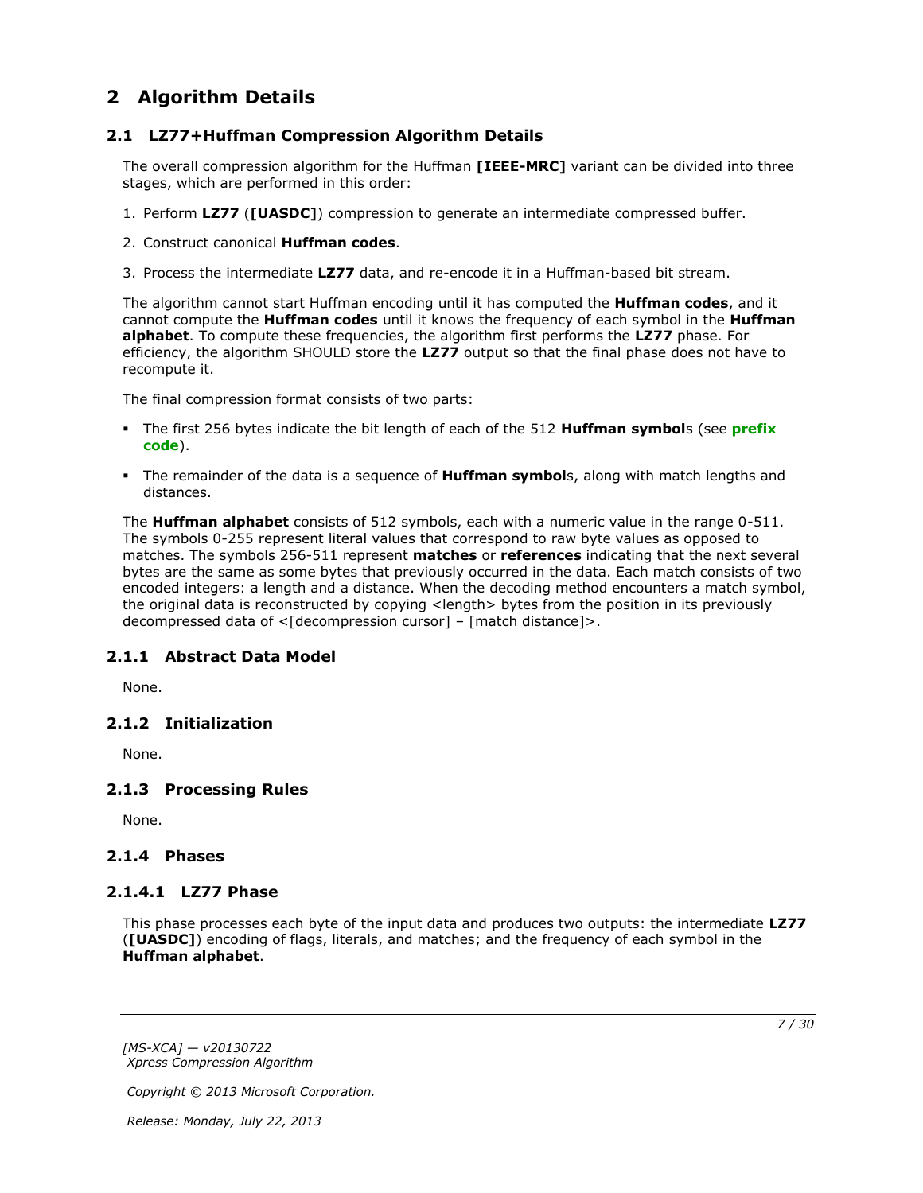# 2 Algorithm Details

## 2.1 LZ77+Huffman Compression Algorithm Details

The overall compression algorithm for the Huffman **[IEEE-MRC]** variant can be divided into three stages, which are performed in this order:

1. Perform **LZ77** (**[UASDC]**) compression to generate an intermediate compressed buffer.
2. Construct canonical **Huffman codes**.
3. Process the intermediate **LZ77** data, and re-encode it in a Huffman-based bit stream.

The algorithm cannot start Huffman encoding until it has computed the **Huffman codes**, and it cannot compute the **Huffman codes** until it knows the frequency of each symbol in the **Huffman alphabet**. To compute these frequencies, the algorithm first performs the **LZ77** phase. For efficiency, the algorithm SHOULD store the **LZ77** output so that the final phase does not have to recompute it.

The final compression format consists of two parts:

- The first 256 bytes indicate the bit length of each of the 512 **Huffman symbol**s (see **prefix code**).
- The remainder of the data is a sequence of **Huffman symbol**s, along with match lengths and distances.

The **Huffman alphabet** consists of 512 symbols, each with a numeric value in the range 0-511. The symbols 0-255 represent literal values that correspond to raw byte values as opposed to matches. The symbols 256-511 represent **matches** or **references** indicating that the next several bytes are the same as some bytes that previously occurred in the data. Each match consists of two encoded integers: a length and a distance. When the decoding method encounters a match symbol, the original data is reconstructed by copying <length> bytes from the position in its previously decompressed data of <[decompression cursor] – [match distance]>.

### 2.1.1 Abstract Data Model

None.

### 2.1.2 Initialization

None.

### 2.1.3 Processing Rules

None.

### 2.1.4 Phases

#### 2.1.4.1 LZ77 Phase

This phase processes each byte of the input data and produces two outputs: the intermediate **LZ77** (**[UASDC]**) encoding of flags, literals, and matches; and the frequency of each symbol in the **Huffman alphabet**.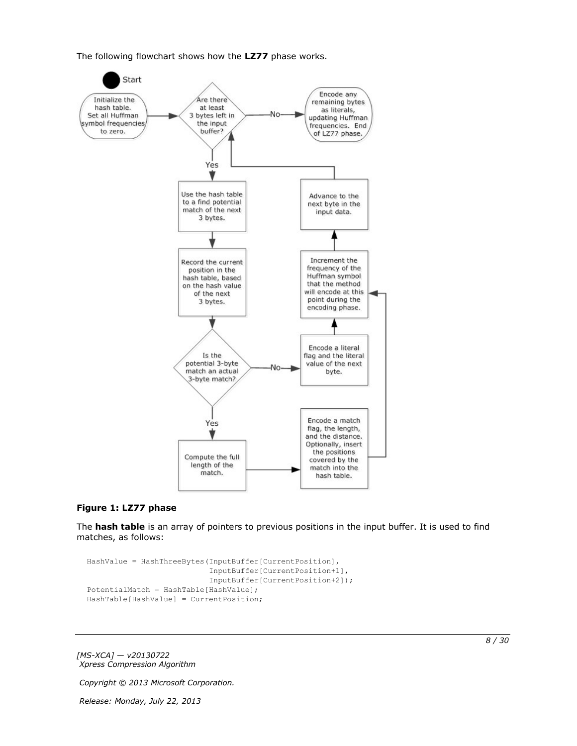The following flowchart shows how the **LZ77** phase works.

**Figure 1: LZ77 phase**

The **hash table** is an array of pointers to previous positions in the input buffer. It is used to find matches, as follows:

```
HashValue = HashThreeBytes(InputBuffer[CurrentPosition],
                           InputBuffer[CurrentPosition+1],
                           InputBuffer[CurrentPosition+2]);
PotentialMatch = HashTable[HashValue];
HashTable[HashValue] = CurrentPosition;
```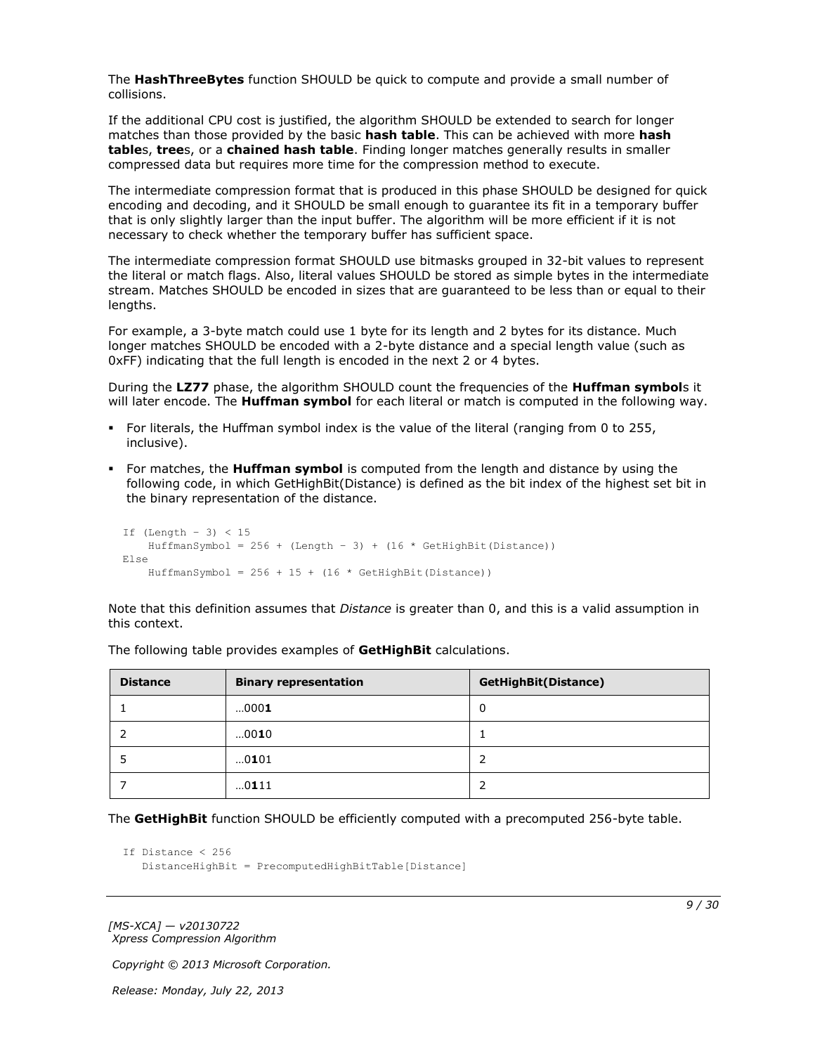The **HashThreeBytes** function SHOULD be quick to compute and provide a small number of collisions.

If the additional CPU cost is justified, the algorithm SHOULD be extended to search for longer matches than those provided by the basic **hash table**. This can be achieved with more **hash table**s, **tree**s, or a **chained hash table**. Finding longer matches generally results in smaller compressed data but requires more time for the compression method to execute.

The intermediate compression format that is produced in this phase SHOULD be designed for quick encoding and decoding, and it SHOULD be small enough to guarantee its fit in a temporary buffer that is only slightly larger than the input buffer. The algorithm will be more efficient if it is not necessary to check whether the temporary buffer has sufficient space.

The intermediate compression format SHOULD use bitmasks grouped in 32-bit values to represent the literal or match flags. Also, literal values SHOULD be stored as simple bytes in the intermediate stream. Matches SHOULD be encoded in sizes that are guaranteed to be less than or equal to their lengths.

For example, a 3-byte match could use 1 byte for its length and 2 bytes for its distance. Much longer matches SHOULD be encoded with a 2-byte distance and a special length value (such as 0xFF) indicating that the full length is encoded in the next 2 or 4 bytes.

During the **LZ77** phase, the algorithm SHOULD count the frequencies of the **Huffman symbol**s it will later encode. The **Huffman symbol** for each literal or match is computed in the following way.

- For literals, the Huffman symbol index is the value of the literal (ranging from 0 to 255, inclusive).
- For matches, the **Huffman symbol** is computed from the length and distance by using the following code, in which GetHighBit(Distance) is defined as the bit index of the highest set bit in the binary representation of the distance.

```
If (Length - 3) < 15
    HuffmanSymbol = 256 + (Length - 3) + (16 * GetHighBit(Distance))
Else
    HuffmanSymbol = 256 + 15 + (16 * GetHighBit(Distance))
```

Note that this definition assumes that *Distance* is greater than 0, and this is a valid assumption in this context.

The following table provides examples of **GetHighBit** calculations.

| Distance | Binary representation | GetHighBit(Distance) |
| --- | --- | --- |
| 1 | …000**1** | 0 |
| 2 | …00**1**0 | 1 |
| 5 | …0**1**01 | 2 |
| 7 | …0**1**11 | 2 |

The **GetHighBit** function SHOULD be efficiently computed with a precomputed 256-byte table.

```
If Distance < 256
   DistanceHighBit = PrecomputedHighBitTable[Distance]
```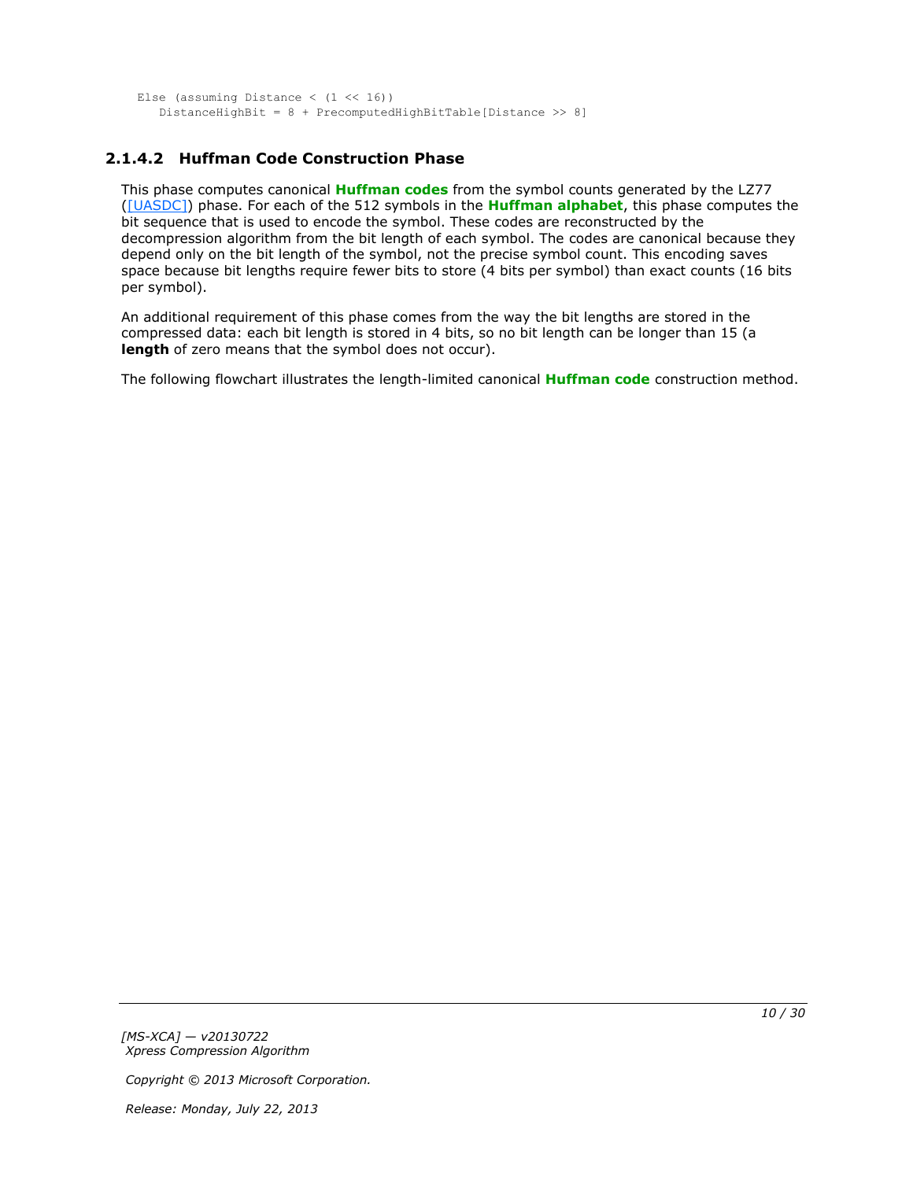```
Else (assuming Distance < (1 << 16))
   DistanceHighBit = 8 + PrecomputedHighBitTable[Distance >> 8]
```

### 2.1.4.2 Huffman Code Construction Phase

This phase computes canonical **Huffman codes** from the symbol counts generated by the LZ77 ([UASDC]) phase. For each of the 512 symbols in the **Huffman alphabet**, this phase computes the bit sequence that is used to encode the symbol. These codes are reconstructed by the decompression algorithm from the bit length of each symbol. The codes are canonical because they depend only on the bit length of the symbol, not the precise symbol count. This encoding saves space because bit lengths require fewer bits to store (4 bits per symbol) than exact counts (16 bits per symbol).

An additional requirement of this phase comes from the way the bit lengths are stored in the compressed data: each bit length is stored in 4 bits, so no bit length can be longer than 15 (a **length** of zero means that the symbol does not occur).

The following flowchart illustrates the length-limited canonical **Huffman code** construction method.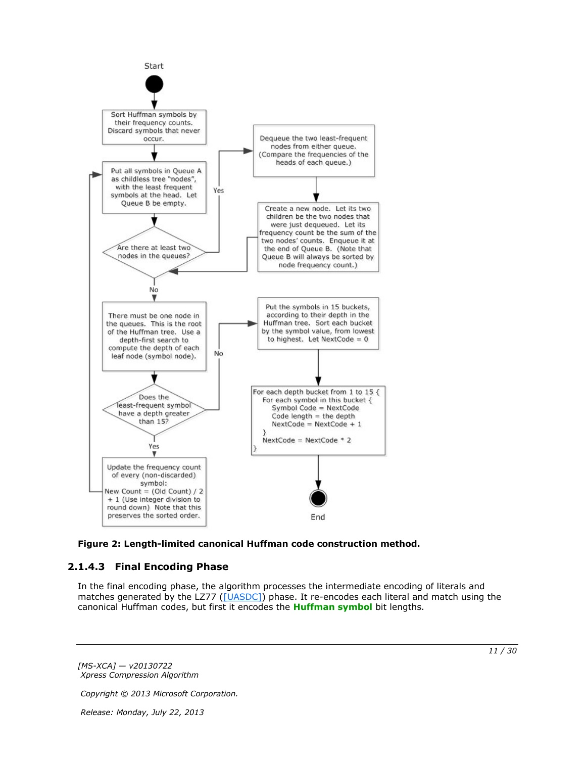Start

Sort Huffman symbols by their frequency counts. Discard symbols that never occur.

Put all symbols in Queue A as childless tree "nodes", with the least frequent symbols at the head. Let Queue B be empty.

Are there at least two nodes in the queues?

Yes

Dequeue the two least-frequent nodes from either queue. (Compare the frequencies of the heads of each queue.)

Create a new node. Let its two children be the two nodes that were just dequeued. Let its frequency count be the sum of the two nodes' counts. Enqueue it at the end of Queue B. (Note that Queue B will always be sorted by node frequency count.)

No

There must be one node in the queues. This is the root of the Huffman tree. Use a depth-first search to compute the depth of each leaf node (symbol node).

Does the least-frequent symbol have a depth greater than 15?

Yes

Update the frequency count of every (non-discarded) symbol:
New Count = (Old Count) / 2 + 1 (Use integer division to round down) Note that this preserves the sorted order.

No

Put the symbols in 15 buckets, according to their depth in the Huffman tree. Sort each bucket by the symbol value, from lowest to highest. Let NextCode = 0

```
For each depth bucket from 1 to 15 {
    For each symbol in this bucket {
        Symbol Code = NextCode
        Code length = the depth
        NextCode = NextCode + 1
    }
    NextCode = NextCode * 2
}
```

End

**Figure 2: Length-limited canonical Huffman code construction method.**

### 2.1.4.3 Final Encoding Phase

In the final encoding phase, the algorithm processes the intermediate encoding of literals and matches generated by the LZ77 ([UASDC]) phase. It re-encodes each literal and match using the canonical Huffman codes, but first it encodes the **Huffman symbol** bit lengths.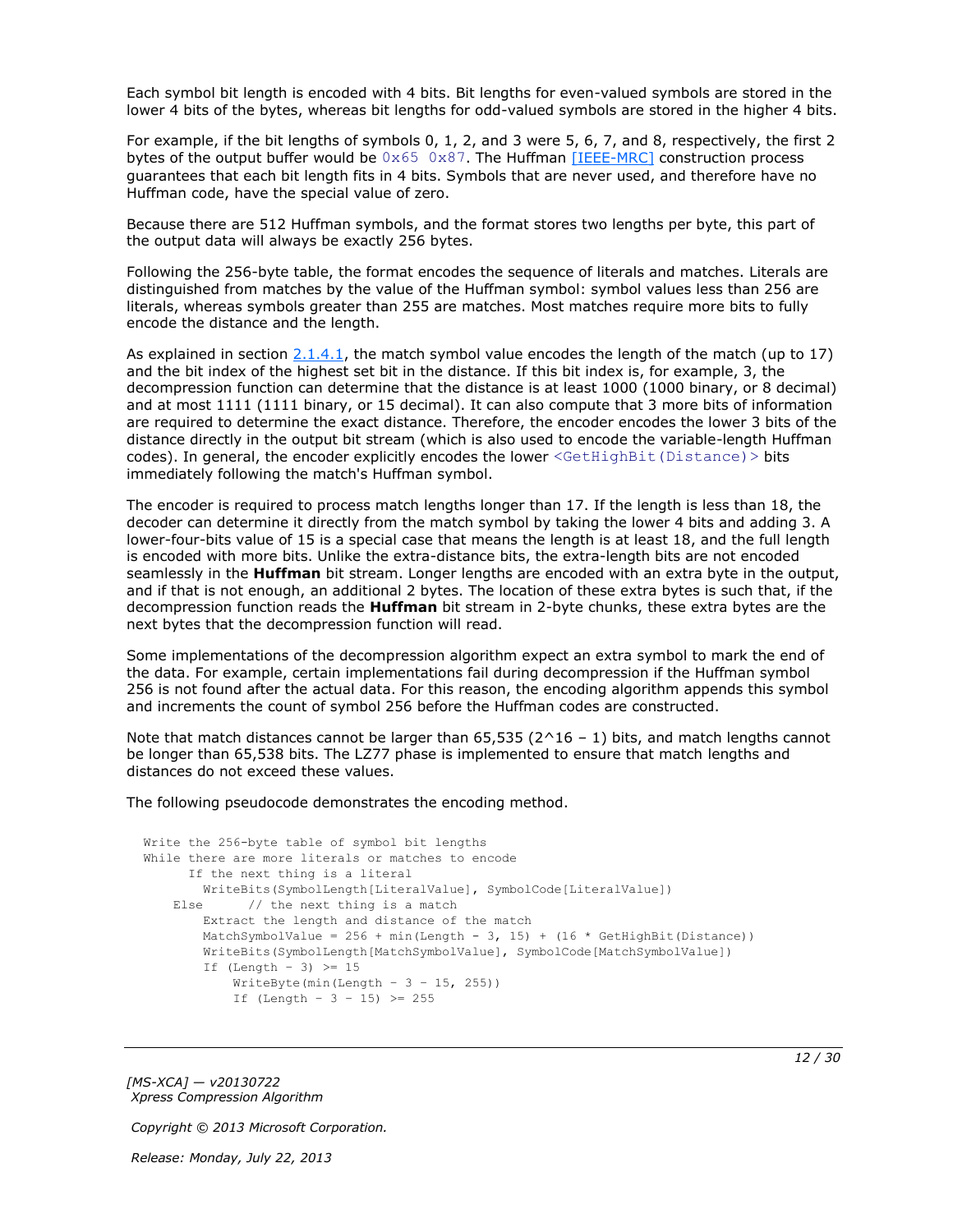Each symbol bit length is encoded with 4 bits. Bit lengths for even-valued symbols are stored in the lower 4 bits of the bytes, whereas bit lengths for odd-valued symbols are stored in the higher 4 bits.

For example, if the bit lengths of symbols 0, 1, 2, and 3 were 5, 6, 7, and 8, respectively, the first 2 bytes of the output buffer would be `0x65 0x87`. The Huffman [IEEE-MRC] construction process guarantees that each bit length fits in 4 bits. Symbols that are never used, and therefore have no Huffman code, have the special value of zero.

Because there are 512 Huffman symbols, and the format stores two lengths per byte, this part of the output data will always be exactly 256 bytes.

Following the 256-byte table, the format encodes the sequence of literals and matches. Literals are distinguished from matches by the value of the Huffman symbol: symbol values less than 256 are literals, whereas symbols greater than 255 are matches. Most matches require more bits to fully encode the distance and the length.

As explained in section 2.1.4.1, the match symbol value encodes the length of the match (up to 17) and the bit index of the highest set bit in the distance. If this bit index is, for example, 3, the decompression function can determine that the distance is at least 1000 (1000 binary, or 8 decimal) and at most 1111 (1111 binary, or 15 decimal). It can also compute that 3 more bits of information are required to determine the exact distance. Therefore, the encoder encodes the lower 3 bits of the distance directly in the output bit stream (which is also used to encode the variable-length Huffman codes). In general, the encoder explicitly encodes the lower `<GetHighBit(Distance)>` bits immediately following the match's Huffman symbol.

The encoder is required to process match lengths longer than 17. If the length is less than 18, the decoder can determine it directly from the match symbol by taking the lower 4 bits and adding 3. A lower-four-bits value of 15 is a special case that means the length is at least 18, and the full length is encoded with more bits. Unlike the extra-distance bits, the extra-length bits are not encoded seamlessly in the **Huffman** bit stream. Longer lengths are encoded with an extra byte in the output, and if that is not enough, an additional 2 bytes. The location of these extra bytes is such that, if the decompression function reads the **Huffman** bit stream in 2-byte chunks, these extra bytes are the next bytes that the decompression function will read.

Some implementations of the decompression algorithm expect an extra symbol to mark the end of the data. For example, certain implementations fail during decompression if the Huffman symbol 256 is not found after the actual data. For this reason, the encoding algorithm appends this symbol and increments the count of symbol 256 before the Huffman codes are constructed.

Note that match distances cannot be larger than 65,535 (2^16 – 1) bits, and match lengths cannot be longer than 65,538 bits. The LZ77 phase is implemented to ensure that match lengths and distances do not exceed these values.

The following pseudocode demonstrates the encoding method.

```
Write the 256-byte table of symbol bit lengths
While there are more literals or matches to encode
      If the next thing is a literal
        WriteBits(SymbolLength[LiteralValue], SymbolCode[LiteralValue])
    Else      // the next thing is a match
        Extract the length and distance of the match
        MatchSymbolValue = 256 + min(Length - 3, 15) + (16 * GetHighBit(Distance))
        WriteBits(SymbolLength[MatchSymbolValue], SymbolCode[MatchSymbolValue])
        If (Length - 3) >= 15
            WriteByte(min(Length - 3 - 15, 255))
            If (Length - 3 - 15) >= 255
```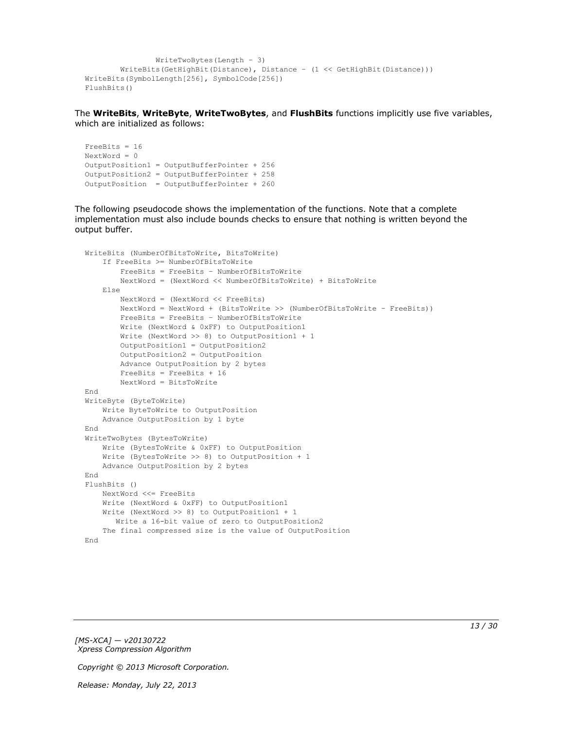```
                WriteTwoBytes(Length - 3)
        WriteBits(GetHighBit(Distance), Distance - (1 << GetHighBit(Distance)))
WriteBits(SymbolLength[256], SymbolCode[256])
FlushBits()
```

The **WriteBits**, **WriteByte**, **WriteTwoBytes**, and **FlushBits** functions implicitly use five variables, which are initialized as follows:

```
FreeBits = 16
NextWord = 0
OutputPosition1 = OutputBufferPointer + 256
OutputPosition2 = OutputBufferPointer + 258
OutputPosition  = OutputBufferPointer + 260
```

The following pseudocode shows the implementation of the functions. Note that a complete implementation must also include bounds checks to ensure that nothing is written beyond the output buffer.

```
WriteBits (NumberOfBitsToWrite, BitsToWrite)
    If FreeBits >= NumberOfBitsToWrite
        FreeBits = FreeBits - NumberOfBitsToWrite
        NextWord = (NextWord << NumberOfBitsToWrite) + BitsToWrite
    Else
        NextWord = (NextWord << FreeBits)
        NextWord = NextWord + (BitsToWrite >> (NumberOfBitsToWrite - FreeBits))
        FreeBits = FreeBits - NumberOfBitsToWrite
        Write (NextWord & 0xFF) to OutputPosition1
        Write (NextWord >> 8) to OutputPosition1 + 1
        OutputPosition1 = OutputPosition2
        OutputPosition2 = OutputPosition
        Advance OutputPosition by 2 bytes
        FreeBits = FreeBits + 16
        NextWord = BitsToWrite
End
WriteByte (ByteToWrite)
    Write ByteToWrite to OutputPosition
    Advance OutputPosition by 1 byte
End
WriteTwoBytes (BytesToWrite)
    Write (BytesToWrite & 0xFF) to OutputPosition
    Write (BytesToWrite >> 8) to OutputPosition + 1
    Advance OutputPosition by 2 bytes
End
FlushBits ()
    NextWord <<= FreeBits
    Write (NextWord & 0xFF) to OutputPosition1
    Write (NextWord >> 8) to OutputPosition1 + 1
       Write a 16-bit value of zero to OutputPosition2
    The final compressed size is the value of OutputPosition
End
```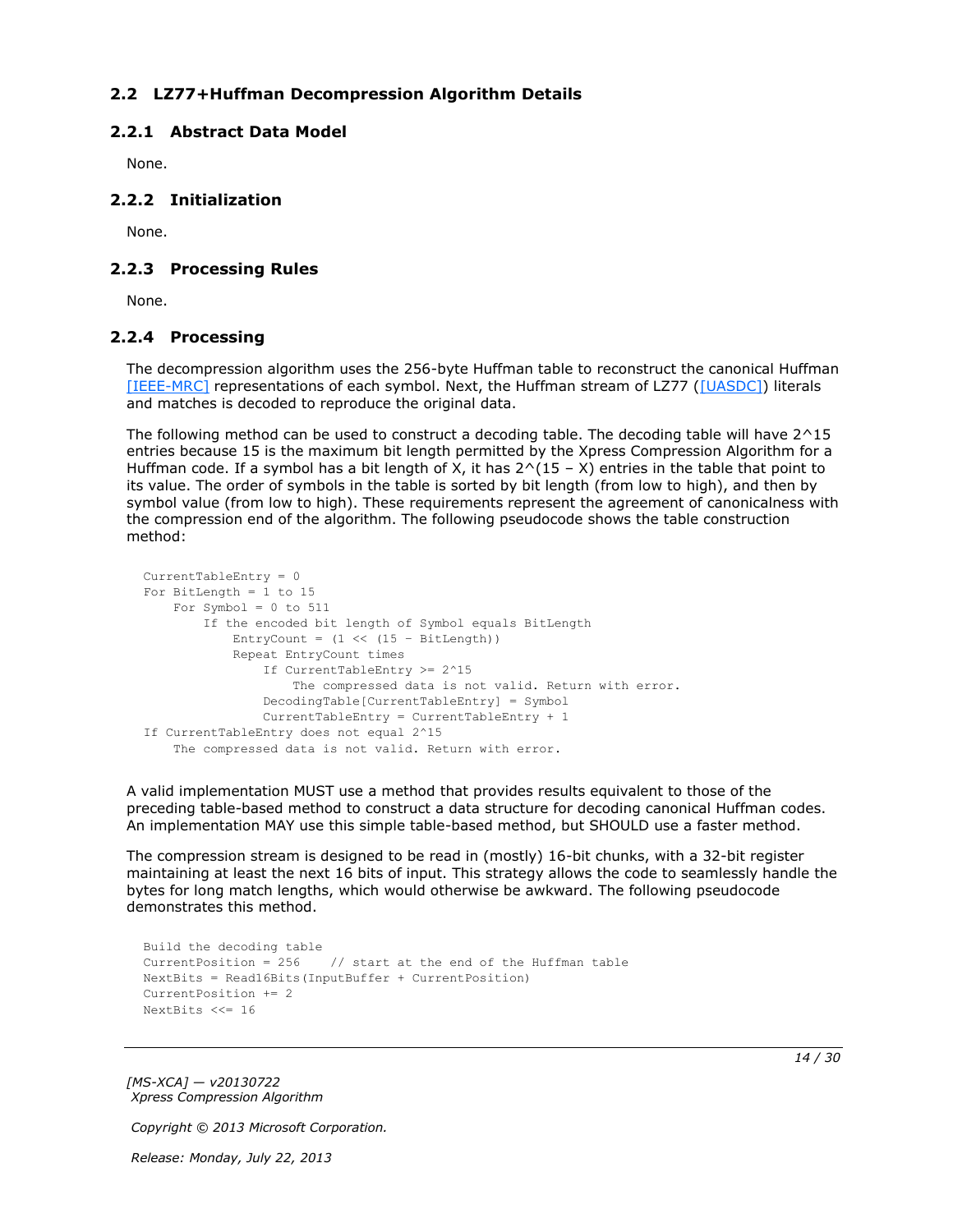## 2.2 LZ77+Huffman Decompression Algorithm Details

### 2.2.1 Abstract Data Model

None.

### 2.2.2 Initialization

None.

### 2.2.3 Processing Rules

None.

### 2.2.4 Processing

The decompression algorithm uses the 256-byte Huffman table to reconstruct the canonical Huffman [IEEE-MRC] representations of each symbol. Next, the Huffman stream of LZ77 ([UASDC]) literals and matches is decoded to reproduce the original data.

The following method can be used to construct a decoding table. The decoding table will have 2^15 entries because 15 is the maximum bit length permitted by the Xpress Compression Algorithm for a Huffman code. If a symbol has a bit length of X, it has 2^(15 – X) entries in the table that point to its value. The order of symbols in the table is sorted by bit length (from low to high), and then by symbol value (from low to high). These requirements represent the agreement of canonicalness with the compression end of the algorithm. The following pseudocode shows the table construction method:

```
CurrentTableEntry = 0
For BitLength = 1 to 15
    For Symbol = 0 to 511
        If the encoded bit length of Symbol equals BitLength
            EntryCount = (1 << (15 – BitLength))
            Repeat EntryCount times
                If CurrentTableEntry >= 2^15
                    The compressed data is not valid. Return with error.
                DecodingTable[CurrentTableEntry] = Symbol
                CurrentTableEntry = CurrentTableEntry + 1
If CurrentTableEntry does not equal 2^15
    The compressed data is not valid. Return with error.
```

A valid implementation MUST use a method that provides results equivalent to those of the preceding table-based method to construct a data structure for decoding canonical Huffman codes. An implementation MAY use this simple table-based method, but SHOULD use a faster method.

The compression stream is designed to be read in (mostly) 16-bit chunks, with a 32-bit register maintaining at least the next 16 bits of input. This strategy allows the code to seamlessly handle the bytes for long match lengths, which would otherwise be awkward. The following pseudocode demonstrates this method.

```
Build the decoding table
CurrentPosition = 256    // start at the end of the Huffman table
NextBits = Read16Bits(InputBuffer + CurrentPosition)
CurrentPosition += 2
NextBits <<= 16
```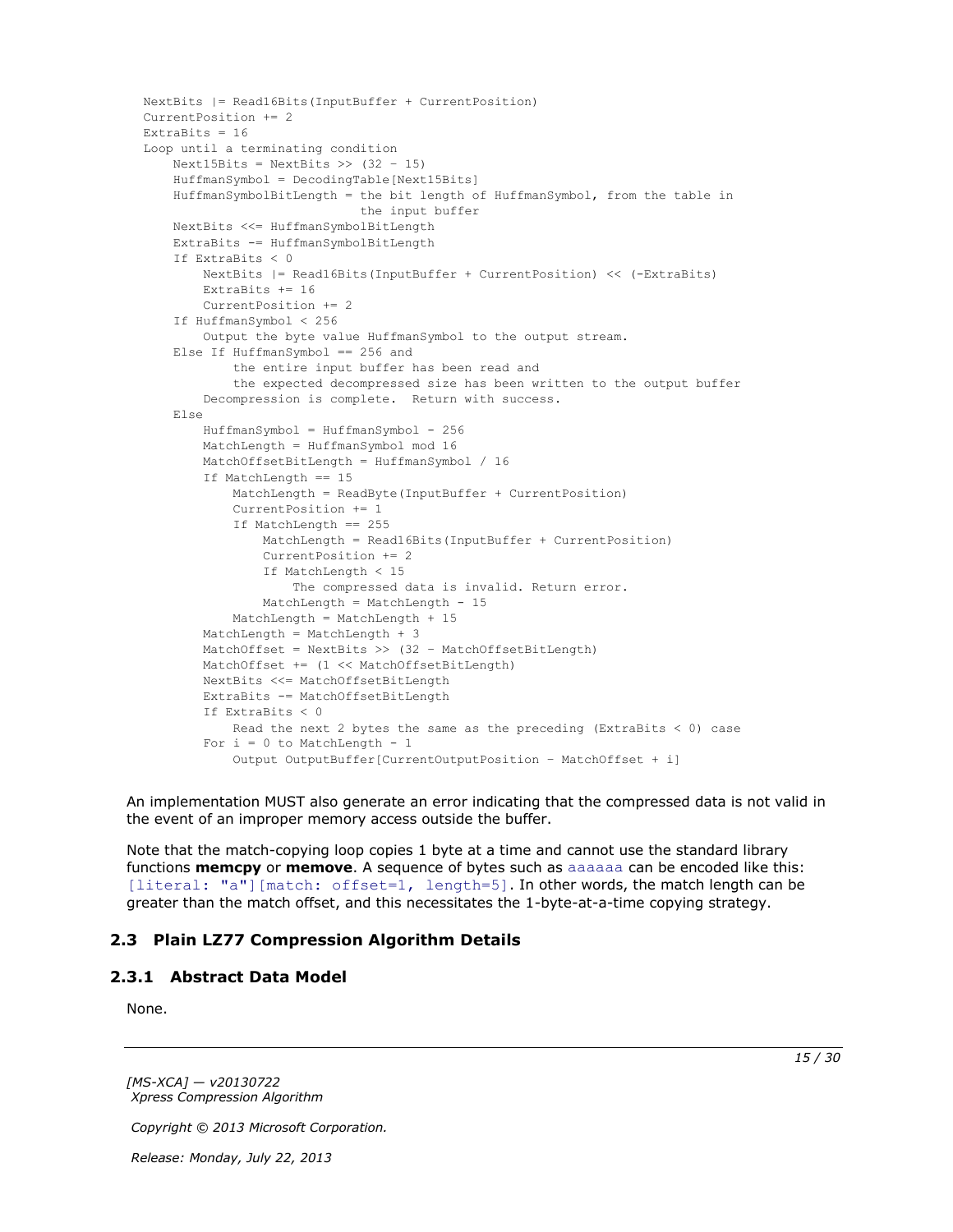```
NextBits |= Read16Bits(InputBuffer + CurrentPosition)
CurrentPosition += 2
ExtraBits = 16
Loop until a terminating condition
    Next15Bits = NextBits >> (32 - 15)
    HuffmanSymbol = DecodingTable[Next15Bits]
    HuffmanSymbolBitLength = the bit length of HuffmanSymbol, from the table in
                             the input buffer
    NextBits <<= HuffmanSymbolBitLength
    ExtraBits -= HuffmanSymbolBitLength
    If ExtraBits < 0
        NextBits |= Read16Bits(InputBuffer + CurrentPosition) << (-ExtraBits)
        ExtraBits += 16
        CurrentPosition += 2
    If HuffmanSymbol < 256
        Output the byte value HuffmanSymbol to the output stream.
    Else If HuffmanSymbol == 256 and
            the entire input buffer has been read and
            the expected decompressed size has been written to the output buffer
        Decompression is complete.  Return with success.
    Else
        HuffmanSymbol = HuffmanSymbol - 256
        MatchLength = HuffmanSymbol mod 16
        MatchOffsetBitLength = HuffmanSymbol / 16
        If MatchLength == 15
            MatchLength = ReadByte(InputBuffer + CurrentPosition)
            CurrentPosition += 1
            If MatchLength == 255
                MatchLength = Read16Bits(InputBuffer + CurrentPosition)
                CurrentPosition += 2
                If MatchLength < 15
                    The compressed data is invalid. Return error.
                MatchLength = MatchLength - 15
            MatchLength = MatchLength + 15
        MatchLength = MatchLength + 3
        MatchOffset = NextBits >> (32 - MatchOffsetBitLength)
        MatchOffset += (1 << MatchOffsetBitLength)
        NextBits <<= MatchOffsetBitLength
        ExtraBits -= MatchOffsetBitLength
        If ExtraBits < 0
            Read the next 2 bytes the same as the preceding (ExtraBits < 0) case
        For i = 0 to MatchLength - 1
            Output OutputBuffer[CurrentOutputPosition - MatchOffset + i]
```

An implementation MUST also generate an error indicating that the compressed data is not valid in the event of an improper memory access outside the buffer.

Note that the match-copying loop copies 1 byte at a time and cannot use the standard library functions **memcpy** or **memove**. A sequence of bytes such as `aaaaaa` can be encoded like this: `[literal: "a"][match: offset=1, length=5]`. In other words, the match length can be greater than the match offset, and this necessitates the 1-byte-at-a-time copying strategy.

## 2.3 Plain LZ77 Compression Algorithm Details

### 2.3.1 Abstract Data Model

None.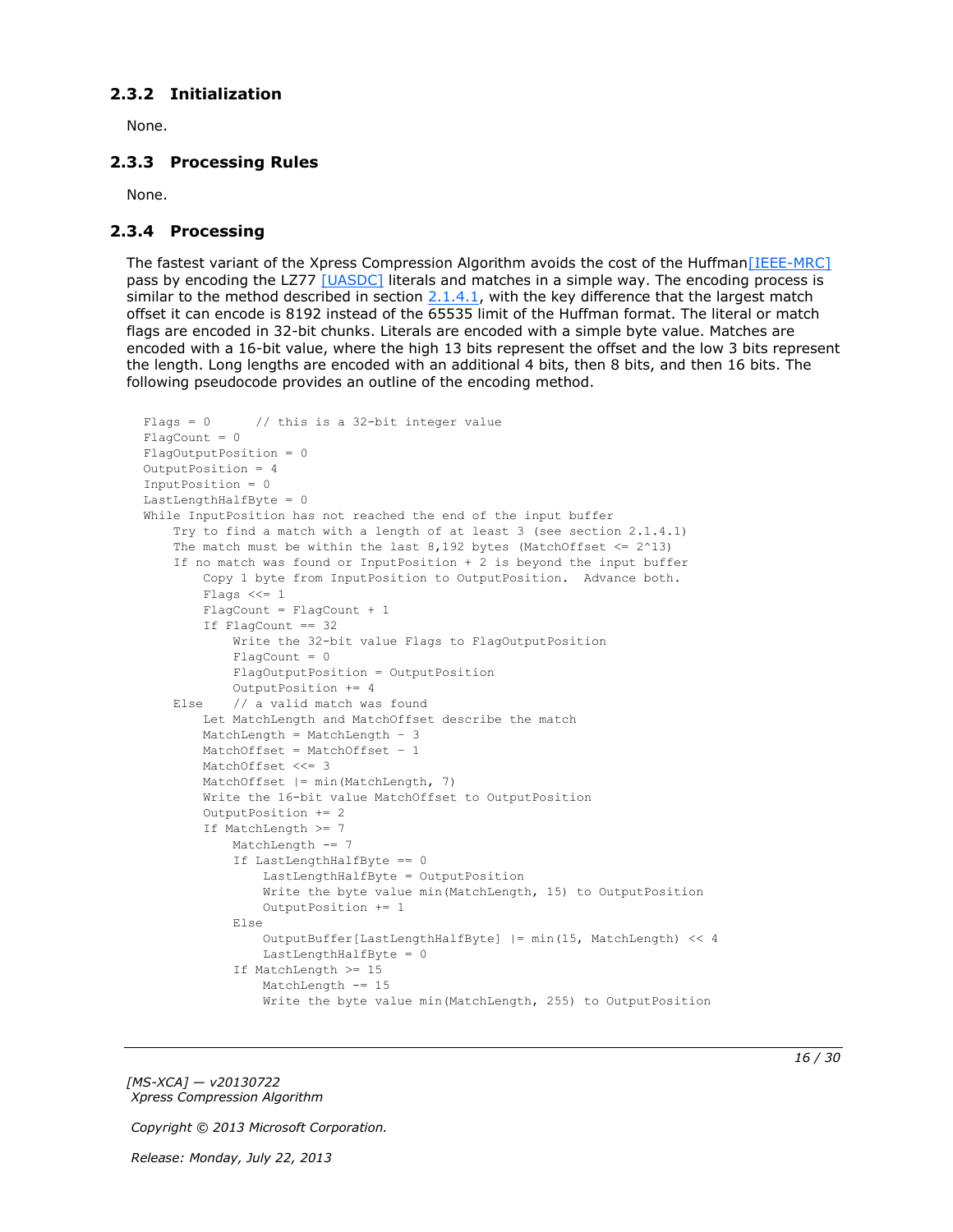### 2.3.2 Initialization

None.

### 2.3.3 Processing Rules

None.

### 2.3.4 Processing

The fastest variant of the Xpress Compression Algorithm avoids the cost of the Huffman[IEEE-MRC] pass by encoding the LZ77 [UASDC] literals and matches in a simple way. The encoding process is similar to the method described in section 2.1.4.1, with the key difference that the largest match offset it can encode is 8192 instead of the 65535 limit of the Huffman format. The literal or match flags are encoded in 32-bit chunks. Literals are encoded with a simple byte value. Matches are encoded with a 16-bit value, where the high 13 bits represent the offset and the low 3 bits represent the length. Long lengths are encoded with an additional 4 bits, then 8 bits, and then 16 bits. The following pseudocode provides an outline of the encoding method.

```
Flags = 0      // this is a 32-bit integer value
FlagCount = 0
FlagOutputPosition = 0
OutputPosition = 4
InputPosition = 0
LastLengthHalfByte = 0
While InputPosition has not reached the end of the input buffer
    Try to find a match with a length of at least 3 (see section 2.1.4.1)
    The match must be within the last 8,192 bytes (MatchOffset <= 2^13)
    If no match was found or InputPosition + 2 is beyond the input buffer
        Copy 1 byte from InputPosition to OutputPosition.  Advance both.
        Flags <<= 1
        FlagCount = FlagCount + 1
        If FlagCount == 32
            Write the 32-bit value Flags to FlagOutputPosition
            FlagCount = 0
            FlagOutputPosition = OutputPosition
            OutputPosition += 4
    Else    // a valid match was found
        Let MatchLength and MatchOffset describe the match
        MatchLength = MatchLength - 3
        MatchOffset = MatchOffset - 1
        MatchOffset <<= 3
        MatchOffset |= min(MatchLength, 7)
        Write the 16-bit value MatchOffset to OutputPosition
        OutputPosition += 2
        If MatchLength >= 7
            MatchLength -= 7
            If LastLengthHalfByte == 0
                LastLengthHalfByte = OutputPosition
                Write the byte value min(MatchLength, 15) to OutputPosition
                OutputPosition += 1
            Else
                OutputBuffer[LastLengthHalfByte] |= min(15, MatchLength) << 4
                LastLengthHalfByte = 0
            If MatchLength >= 15
                MatchLength -= 15
                Write the byte value min(MatchLength, 255) to OutputPosition
```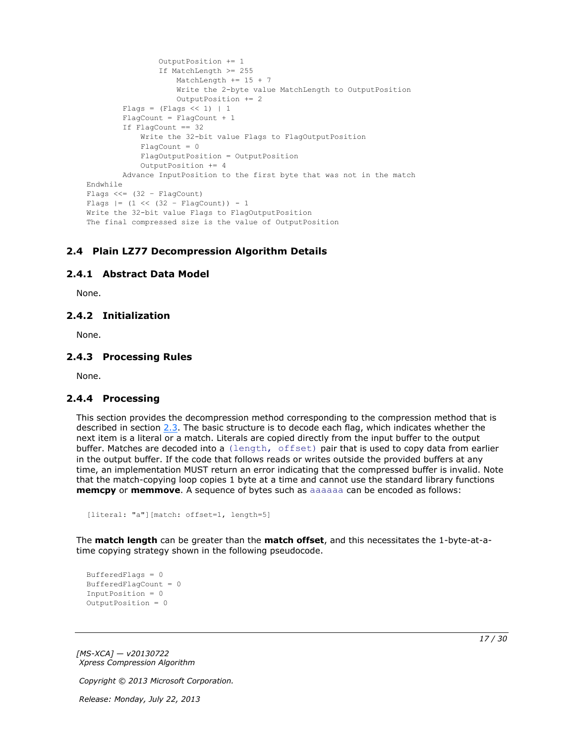```
                OutputPosition += 1
                If MatchLength >= 255
                    MatchLength += 15 + 7
                    Write the 2-byte value MatchLength to OutputPosition
                    OutputPosition += 2
        Flags = (Flags << 1) | 1
        FlagCount = FlagCount + 1
        If FlagCount == 32
            Write the 32-bit value Flags to FlagOutputPosition
            FlagCount = 0
            FlagOutputPosition = OutputPosition
            OutputPosition += 4
        Advance InputPosition to the first byte that was not in the match
Endwhile
Flags <<= (32 - FlagCount)
Flags |= (1 << (32 - FlagCount)) - 1
Write the 32-bit value Flags to FlagOutputPosition
The final compressed size is the value of OutputPosition
```

## 2.4 Plain LZ77 Decompression Algorithm Details

### 2.4.1 Abstract Data Model

None.

### 2.4.2 Initialization

None.

### 2.4.3 Processing Rules

None.

### 2.4.4 Processing

This section provides the decompression method corresponding to the compression method that is described in section 2.3. The basic structure is to decode each flag, which indicates whether the next item is a literal or a match. Literals are copied directly from the input buffer to the output buffer. Matches are decoded into a `(length, offset)` pair that is used to copy data from earlier in the output buffer. If the code that follows reads or writes outside the provided buffers at any time, an implementation MUST return an error indicating that the compressed buffer is invalid. Note that the match-copying loop copies 1 byte at a time and cannot use the standard library functions **memcpy** or **memmove**. A sequence of bytes such as `aaaaaa` can be encoded as follows:

```
[literal: "a"][match: offset=1, length=5]
```

The **match length** can be greater than the **match offset**, and this necessitates the 1-byte-at-a-time copying strategy shown in the following pseudocode.

```
BufferedFlags = 0
BufferedFlagCount = 0
InputPosition = 0
OutputPosition = 0
```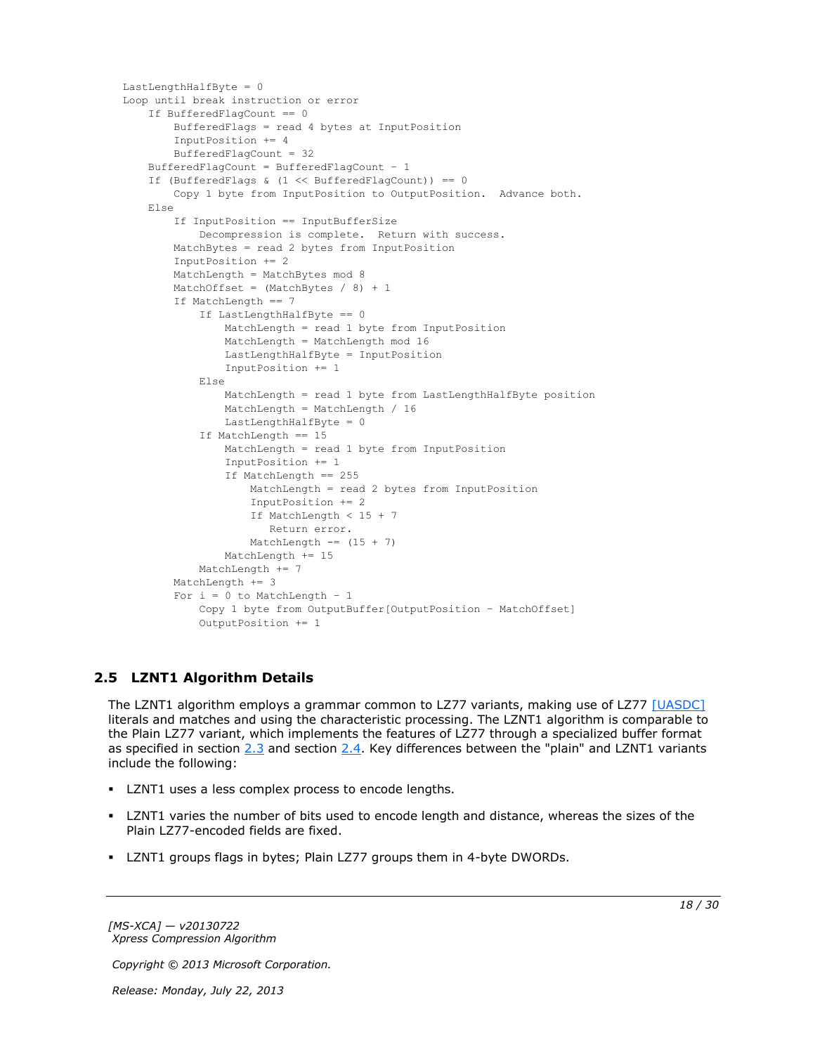```
LastLengthHalfByte = 0
Loop until break instruction or error
    If BufferedFlagCount == 0
        BufferedFlags = read 4 bytes at InputPosition
        InputPosition += 4
        BufferedFlagCount = 32
    BufferedFlagCount = BufferedFlagCount - 1
    If (BufferedFlags & (1 << BufferedFlagCount)) == 0
        Copy 1 byte from InputPosition to OutputPosition.  Advance both.
    Else
        If InputPosition == InputBufferSize
            Decompression is complete.  Return with success.
        MatchBytes = read 2 bytes from InputPosition
        InputPosition += 2
        MatchLength = MatchBytes mod 8
        MatchOffset = (MatchBytes / 8) + 1
        If MatchLength == 7
            If LastLengthHalfByte == 0
                MatchLength = read 1 byte from InputPosition
                MatchLength = MatchLength mod 16
                LastLengthHalfByte = InputPosition
                InputPosition += 1
            Else
                MatchLength = read 1 byte from LastLengthHalfByte position
                MatchLength = MatchLength / 16
                LastLengthHalfByte = 0
            If MatchLength == 15
                MatchLength = read 1 byte from InputPosition
                InputPosition += 1
                If MatchLength == 255
                    MatchLength = read 2 bytes from InputPosition
                    InputPosition += 2
                    If MatchLength < 15 + 7
                       Return error.
                    MatchLength -= (15 + 7)
                MatchLength += 15
            MatchLength += 7
        MatchLength += 3
        For i = 0 to MatchLength - 1
            Copy 1 byte from OutputBuffer[OutputPosition - MatchOffset]
            OutputPosition += 1
```

## 2.5 LZNT1 Algorithm Details

The LZNT1 algorithm employs a grammar common to LZ77 variants, making use of LZ77 [UASDC] literals and matches and using the characteristic processing. The LZNT1 algorithm is comparable to the Plain LZ77 variant, which implements the features of LZ77 through a specialized buffer format as specified in section 2.3 and section 2.4. Key differences between the "plain" and LZNT1 variants include the following:

- LZNT1 uses a less complex process to encode lengths.
- LZNT1 varies the number of bits used to encode length and distance, whereas the sizes of the Plain LZ77-encoded fields are fixed.
- LZNT1 groups flags in bytes; Plain LZ77 groups them in 4-byte DWORDs.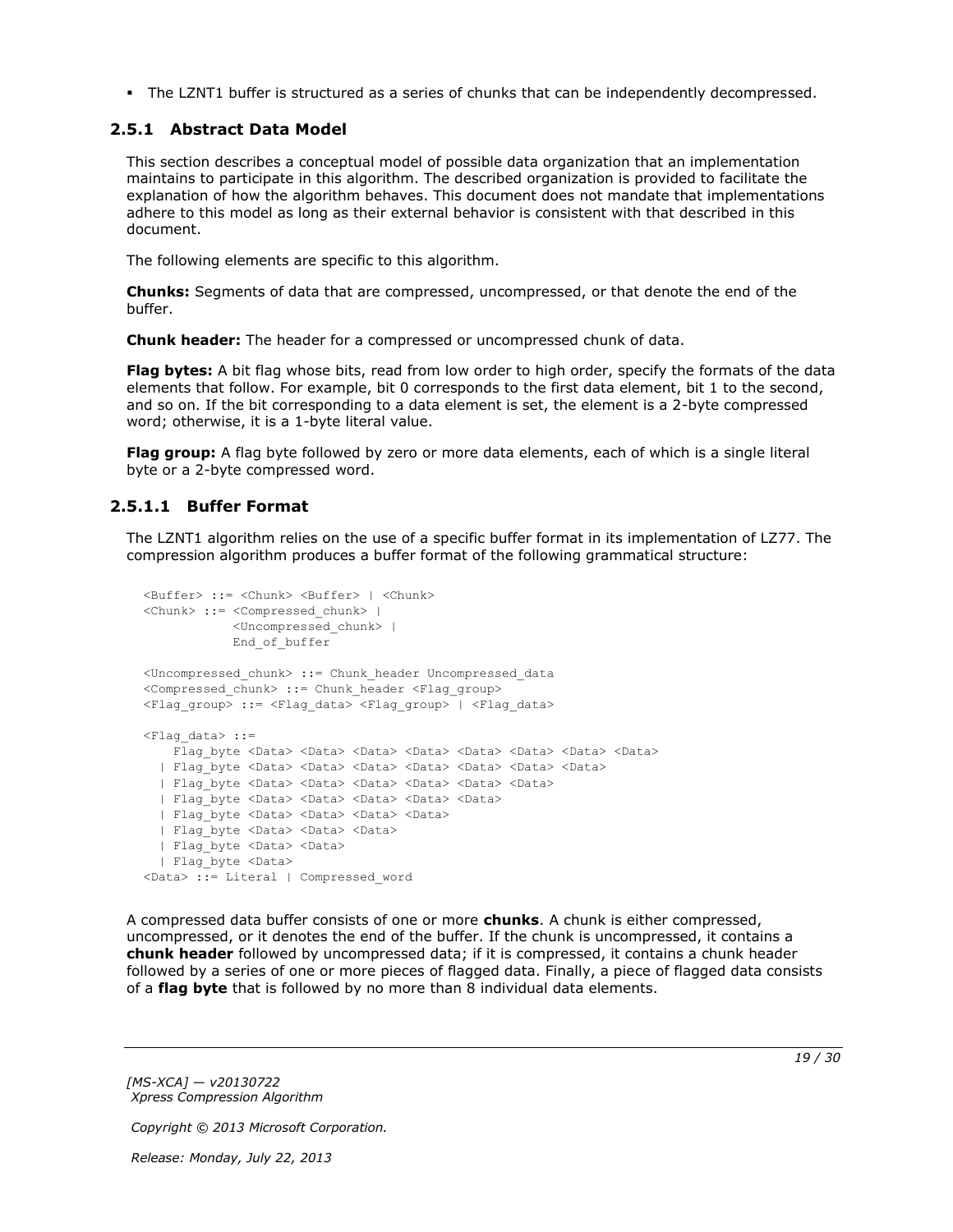- The LZNT1 buffer is structured as a series of chunks that can be independently decompressed.

### 2.5.1 Abstract Data Model

This section describes a conceptual model of possible data organization that an implementation maintains to participate in this algorithm. The described organization is provided to facilitate the explanation of how the algorithm behaves. This document does not mandate that implementations adhere to this model as long as their external behavior is consistent with that described in this document.

The following elements are specific to this algorithm.

**Chunks:** Segments of data that are compressed, uncompressed, or that denote the end of the buffer.

**Chunk header:** The header for a compressed or uncompressed chunk of data.

**Flag bytes:** A bit flag whose bits, read from low order to high order, specify the formats of the data elements that follow. For example, bit 0 corresponds to the first data element, bit 1 to the second, and so on. If the bit corresponding to a data element is set, the element is a 2-byte compressed word; otherwise, it is a 1-byte literal value.

**Flag group:** A flag byte followed by zero or more data elements, each of which is a single literal byte or a 2-byte compressed word.

#### 2.5.1.1 Buffer Format

The LZNT1 algorithm relies on the use of a specific buffer format in its implementation of LZ77. The compression algorithm produces a buffer format of the following grammatical structure:

```
<Buffer> ::= <Chunk> <Buffer> | <Chunk>
<Chunk> ::= <Compressed_chunk> |
            <Uncompressed_chunk> |
            End_of_buffer

<Uncompressed_chunk> ::= Chunk_header Uncompressed_data
<Compressed_chunk> ::= Chunk_header <Flag_group>
<Flag_group> ::= <Flag_data> <Flag_group> | <Flag_data>

<Flag_data> ::=
    Flag_byte <Data> <Data> <Data> <Data> <Data> <Data> <Data> <Data>
  | Flag_byte <Data> <Data> <Data> <Data> <Data> <Data> <Data>
  | Flag_byte <Data> <Data> <Data> <Data> <Data> <Data>
  | Flag_byte <Data> <Data> <Data> <Data> <Data>
  | Flag_byte <Data> <Data> <Data> <Data>
  | Flag_byte <Data> <Data> <Data>
  | Flag_byte <Data> <Data>
  | Flag_byte <Data>
<Data> ::= Literal | Compressed_word
```

A compressed data buffer consists of one or more **chunks**. A chunk is either compressed, uncompressed, or it denotes the end of the buffer. If the chunk is uncompressed, it contains a **chunk header** followed by uncompressed data; if it is compressed, it contains a chunk header followed by a series of one or more pieces of flagged data. Finally, a piece of flagged data consists of a **flag byte** that is followed by no more than 8 individual data elements.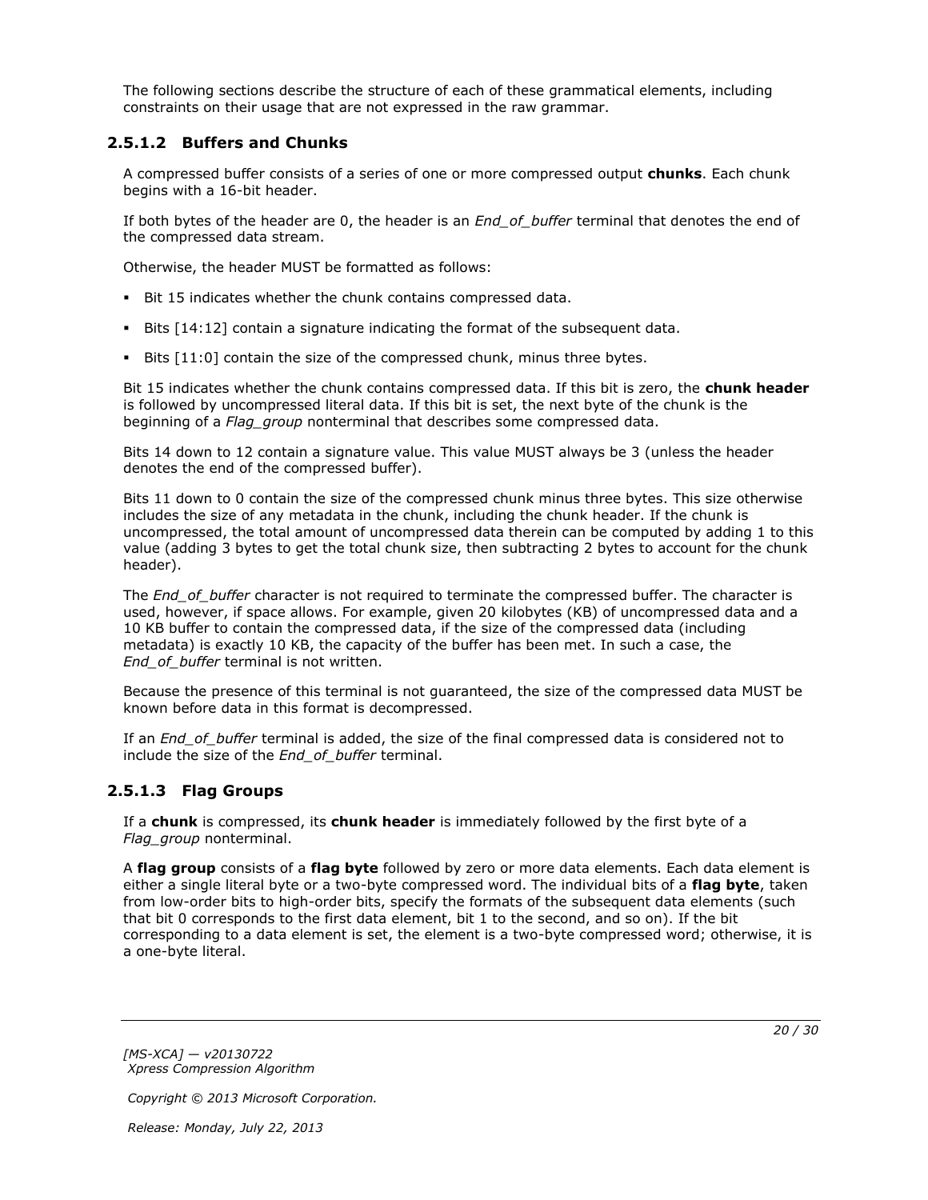The following sections describe the structure of each of these grammatical elements, including constraints on their usage that are not expressed in the raw grammar.

### 2.5.1.2 Buffers and Chunks

A compressed buffer consists of a series of one or more compressed output **chunks**. Each chunk begins with a 16-bit header.

If both bytes of the header are 0, the header is an *End_of_buffer* terminal that denotes the end of the compressed data stream.

Otherwise, the header MUST be formatted as follows:

- Bit 15 indicates whether the chunk contains compressed data.
- Bits [14:12] contain a signature indicating the format of the subsequent data.
- Bits [11:0] contain the size of the compressed chunk, minus three bytes.

Bit 15 indicates whether the chunk contains compressed data. If this bit is zero, the **chunk header** is followed by uncompressed literal data. If this bit is set, the next byte of the chunk is the beginning of a *Flag_group* nonterminal that describes some compressed data.

Bits 14 down to 12 contain a signature value. This value MUST always be 3 (unless the header denotes the end of the compressed buffer).

Bits 11 down to 0 contain the size of the compressed chunk minus three bytes. This size otherwise includes the size of any metadata in the chunk, including the chunk header. If the chunk is uncompressed, the total amount of uncompressed data therein can be computed by adding 1 to this value (adding 3 bytes to get the total chunk size, then subtracting 2 bytes to account for the chunk header).

The *End_of_buffer* character is not required to terminate the compressed buffer. The character is used, however, if space allows. For example, given 20 kilobytes (KB) of uncompressed data and a 10 KB buffer to contain the compressed data, if the size of the compressed data (including metadata) is exactly 10 KB, the capacity of the buffer has been met. In such a case, the *End_of_buffer* terminal is not written.

Because the presence of this terminal is not guaranteed, the size of the compressed data MUST be known before data in this format is decompressed.

If an *End_of_buffer* terminal is added, the size of the final compressed data is considered not to include the size of the *End_of_buffer* terminal.

### 2.5.1.3 Flag Groups

If a **chunk** is compressed, its **chunk header** is immediately followed by the first byte of a *Flag_group* nonterminal.

A **flag group** consists of a **flag byte** followed by zero or more data elements. Each data element is either a single literal byte or a two-byte compressed word. The individual bits of a **flag byte**, taken from low-order bits to high-order bits, specify the formats of the subsequent data elements (such that bit 0 corresponds to the first data element, bit 1 to the second, and so on). If the bit corresponding to a data element is set, the element is a two-byte compressed word; otherwise, it is a one-byte literal.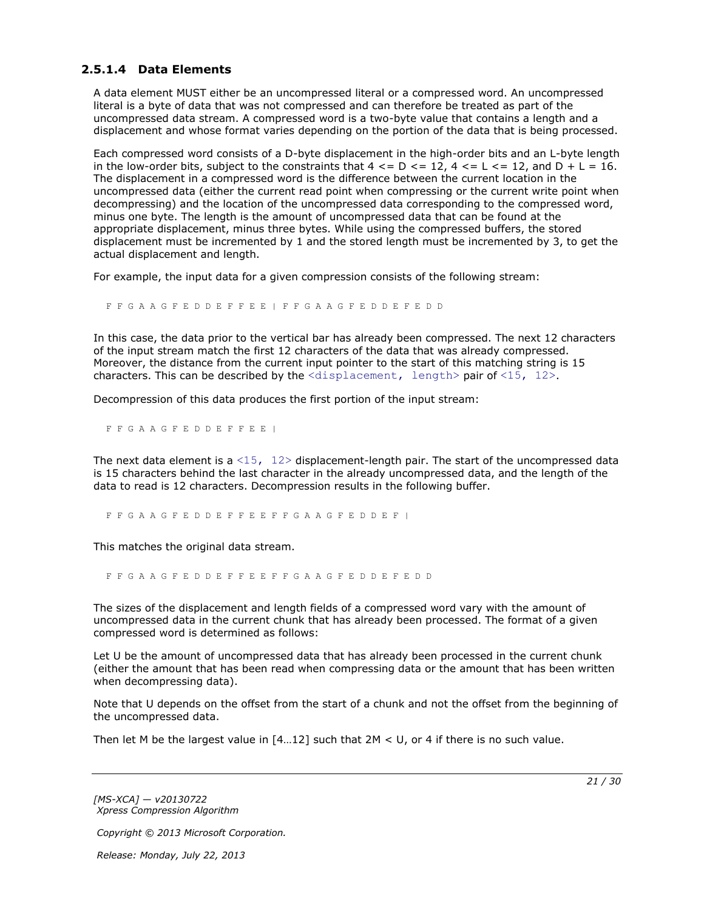### 2.5.1.4 Data Elements

A data element MUST either be an uncompressed literal or a compressed word. An uncompressed literal is a byte of data that was not compressed and can therefore be treated as part of the uncompressed data stream. A compressed word is a two-byte value that contains a length and a displacement and whose format varies depending on the portion of the data that is being processed.

Each compressed word consists of a D-byte displacement in the high-order bits and an L-byte length in the low-order bits, subject to the constraints that $4 <= D <= 12$, $4 <= L <= 12$, and $D + L = 16$. The displacement in a compressed word is the difference between the current location in the uncompressed data (either the current read point when compressing or the current write point when decompressing) and the location of the uncompressed data corresponding to the compressed word, minus one byte. The length is the amount of uncompressed data that can be found at the appropriate displacement, minus three bytes. While using the compressed buffers, the stored displacement must be incremented by 1 and the stored length must be incremented by 3, to get the actual displacement and length.

For example, the input data for a given compression consists of the following stream:

```
F F G A A G F E D D E F F E E | F F G A A G F E D D E F E D D
```

In this case, the data prior to the vertical bar has already been compressed. The next 12 characters of the input stream match the first 12 characters of the data that was already compressed. Moreover, the distance from the current input pointer to the start of this matching string is 15 characters. This can be described by the `<displacement, length>` pair of `<15, 12>`.

Decompression of this data produces the first portion of the input stream:

```
F F G A A G F E D D E F F E E |
```

The next data element is a `<15, 12>` displacement-length pair. The start of the uncompressed data is 15 characters behind the last character in the already uncompressed data, and the length of the data to read is 12 characters. Decompression results in the following buffer.

```
F F G A A G F E D D E F F E E F F G A A G F E D D E F |
```

This matches the original data stream.

```
F F G A A G F E D D E F F E E F F G A A G F E D D E F E D D
```

The sizes of the displacement and length fields of a compressed word vary with the amount of uncompressed data in the current chunk that has already been processed. The format of a given compressed word is determined as follows:

Let U be the amount of uncompressed data that has already been processed in the current chunk (either the amount that has been read when compressing data or the amount that has been written when decompressing data).

Note that U depends on the offset from the start of a chunk and not the offset from the beginning of the uncompressed data.

Then let M be the largest value in [4…12] such that $2M < U$, or 4 if there is no such value.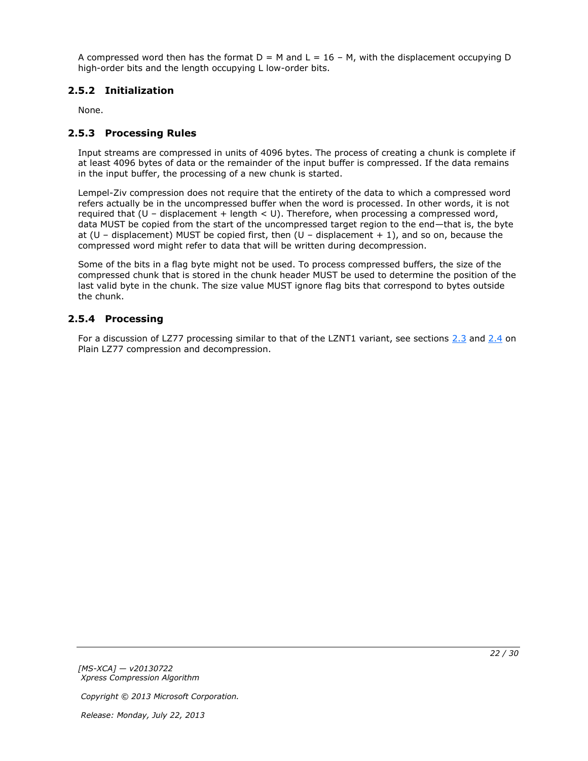A compressed word then has the format D = M and L = 16 – M, with the displacement occupying D high-order bits and the length occupying L low-order bits.

### 2.5.2 Initialization

None.

### 2.5.3 Processing Rules

Input streams are compressed in units of 4096 bytes. The process of creating a chunk is complete if at least 4096 bytes of data or the remainder of the input buffer is compressed. If the data remains in the input buffer, the processing of a new chunk is started.

Lempel-Ziv compression does not require that the entirety of the data to which a compressed word refers actually be in the uncompressed buffer when the word is processed. In other words, it is not required that (U – displacement + length < U). Therefore, when processing a compressed word, data MUST be copied from the start of the uncompressed target region to the end—that is, the byte at (U – displacement) MUST be copied first, then (U – displacement + 1), and so on, because the compressed word might refer to data that will be written during decompression.

Some of the bits in a flag byte might not be used. To process compressed buffers, the size of the compressed chunk that is stored in the chunk header MUST be used to determine the position of the last valid byte in the chunk. The size value MUST ignore flag bits that correspond to bytes outside the chunk.

### 2.5.4 Processing

For a discussion of LZ77 processing similar to that of the LZNT1 variant, see sections 2.3 and 2.4 on Plain LZ77 compression and decompression.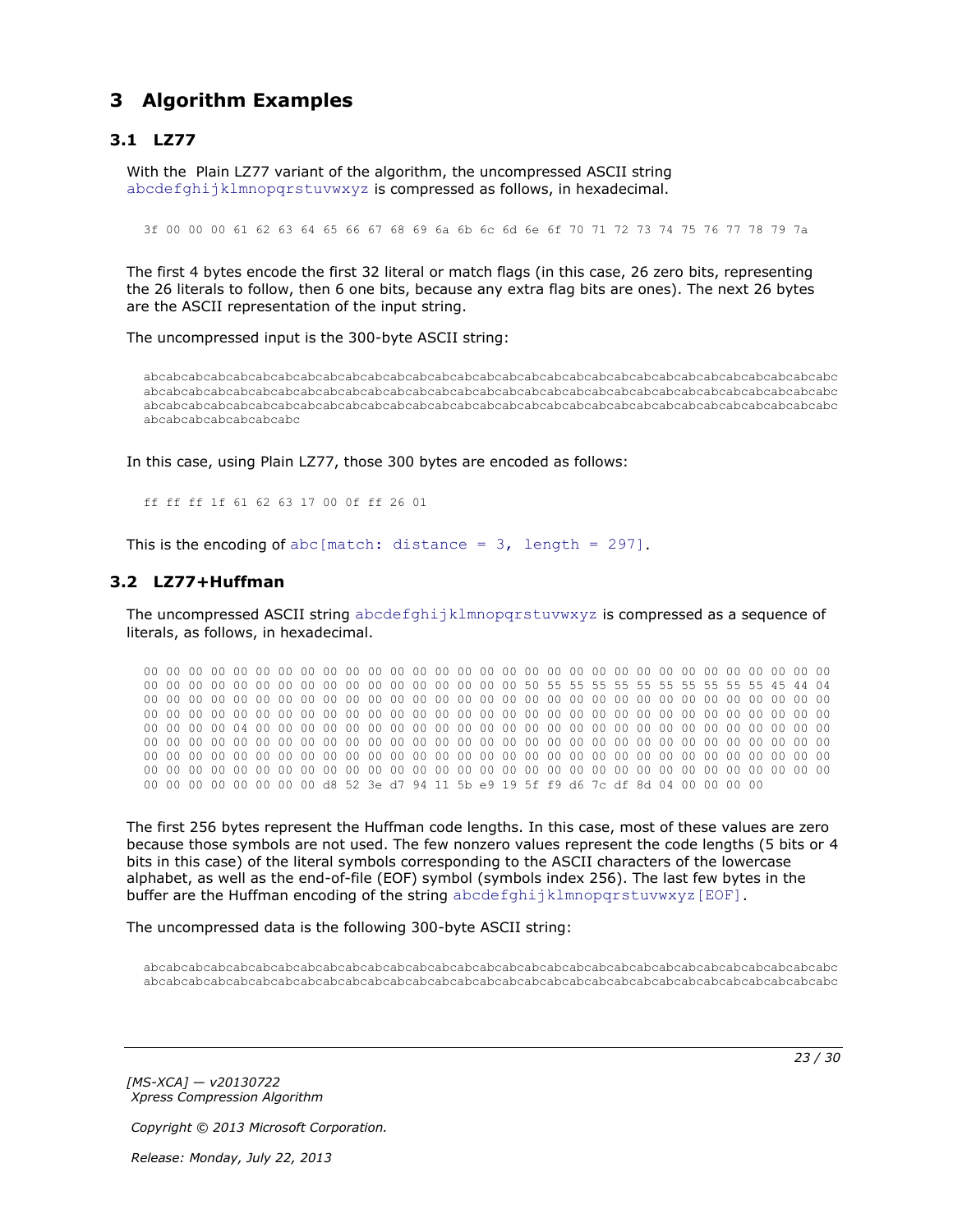# 3 Algorithm Examples

## 3.1 LZ77

With the Plain LZ77 variant of the algorithm, the uncompressed ASCII string abcdefghijklmnopqrstuvwxyz is compressed as follows, in hexadecimal.

```
3f 00 00 00 61 62 63 64 65 66 67 68 69 6a 6b 6c 6d 6e 6f 70 71 72 73 74 75 76 77 78 79 7a
```

The first 4 bytes encode the first 32 literal or match flags (in this case, 26 zero bits, representing the 26 literals to follow, then 6 one bits, because any extra flag bits are ones). The next 26 bytes are the ASCII representation of the input string.

The uncompressed input is the 300-byte ASCII string:

```
abcabcabcabcabcabcabcabcabcabcabcabcabcabcabcabcabcabcabcabcabcabcabcabcabcabcabcabcabcabcabcabcabcabc
abcabcabcabcabcabcabcabcabcabcabcabcabcabcabcabcabcabcabcabcabcabcabcabcabcabcabcabcabcabcabcabcabcabc
abcabcabcabcabcabcabcabcabcabcabcabcabcabcabcabcabcabcabcabcabcabcabcabcabcabcabcabcabcabcabcabcabcabc
abcabcabcabcabcabcabc
```

In this case, using Plain LZ77, those 300 bytes are encoded as follows:

```
ff ff ff 1f 61 62 63 17 00 0f ff 26 01
```

This is the encoding of abc[match: distance = 3, length = 297].

## 3.2 LZ77+Huffman

The uncompressed ASCII string abcdefghijklmnopqrstuvwxyz is compressed as a sequence of literals, as follows, in hexadecimal.

```
00 00 00 00 00 00 00 00 00 00 00 00 00 00 00 00 00 00 00 00 00 00 00 00 00 00 00 00 00 00 00 00
00 00 00 00 00 00 00 00 00 00 00 00 00 00 00 00 50 55 55 55 55 55 55 55 55 55 55 45 44 04
00 00 00 00 00 00 00 00 00 00 00 00 00 00 00 00 00 00 00 00 00 00 00 00 00 00 00 00 00 00 00 00
00 00 00 00 00 00 00 00 00 00 00 00 00 00 00 00 00 00 00 00 00 00 00 00 00 00 00 00 00 00 00 00
00 00 00 00 04 00 00 00 00 00 00 00 00 00 00 00 00 00 00 00 00 00 00 00 00 00 00 00 00 00 00 00
00 00 00 00 00 00 00 00 00 00 00 00 00 00 00 00 00 00 00 00 00 00 00 00 00 00 00 00 00 00 00 00
00 00 00 00 00 00 00 00 00 00 00 00 00 00 00 00 00 00 00 00 00 00 00 00 00 00 00 00 00 00 00 00
00 00 00 00 00 00 00 00 00 00 00 00 00 00 00 00 00 00 00 00 00 00 00 00 00 00 00 00 00 00 00 00
00 00 00 00 00 00 00 00 d8 52 3e d7 94 11 5b e9 19 5f f9 d6 7c df 8d 04 00 00 00 00
```

The first 256 bytes represent the Huffman code lengths. In this case, most of these values are zero because those symbols are not used. The few nonzero values represent the code lengths (5 bits or 4 bits in this case) of the literal symbols corresponding to the ASCII characters of the lowercase alphabet, as well as the end-of-file (EOF) symbol (symbols index 256). The last few bytes in the buffer are the Huffman encoding of the string abcdefghijklmnopqrstuvwxyz[EOF].

The uncompressed data is the following 300-byte ASCII string:

```
abcabcabcabcabcabcabcabcabcabcabcabcabcabcabcabcabcabcabcabcabcabcabcabcabcabcabcabcabcabcabcabcabcabc
abcabcabcabcabcabcabcabcabcabcabcabcabcabcabcabcabcabcabcabcabcabcabcabcabcabcabcabcabcabcabcabcabcabc
```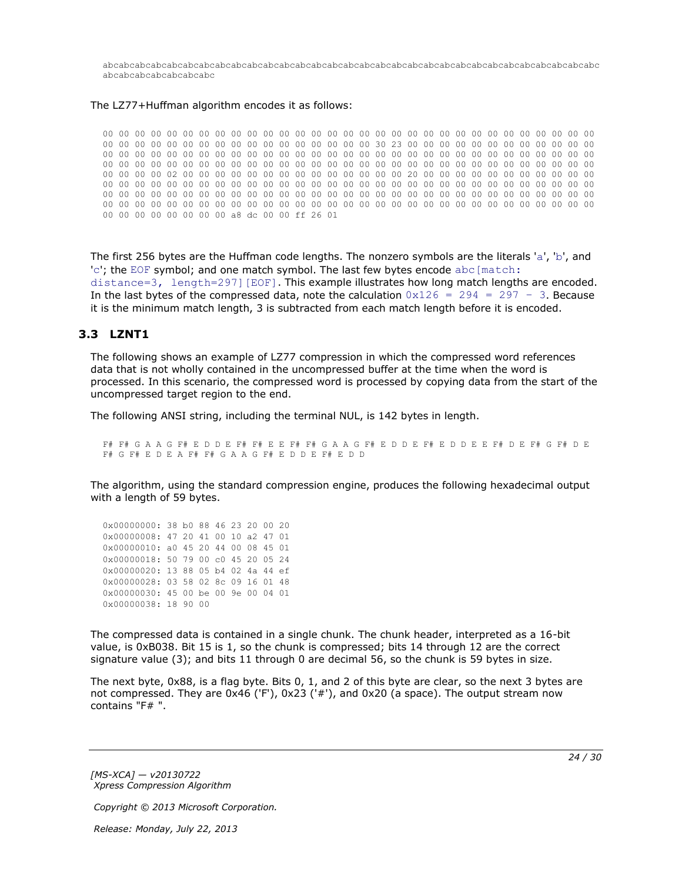```
abcabcabcabcabcabcabcabcabcabcabcabcabcabcabcabcabcabcabcabcabcabcabcabcabcabcabcabcabcabcabcabcabcabc
abcabcabcabcabcabcabc
```

The LZ77+Huffman algorithm encodes it as follows:

```
00 00 00 00 00 00 00 00 00 00 00 00 00 00 00 00 00 00 00 00 00 00 00 00 00 00 00 00 00 00 00 00
00 00 00 00 00 00 00 00 00 00 00 00 00 00 00 00 30 23 00 00 00 00 00 00 00 00 00 00 00 00 00 00
00 00 00 00 00 00 00 00 00 00 00 00 00 00 00 00 00 00 00 00 00 00 00 00 00 00 00 00 00 00 00 00
00 00 00 00 00 00 00 00 00 00 00 00 00 00 00 00 00 00 00 00 00 00 00 00 00 00 00 00 00 00 00 00
00 00 00 00 02 00 00 00 00 00 00 00 00 00 00 00 00 00 00 00 20 00 00 00 00 00 00 00 00 00 00 00
00 00 00 00 00 00 00 00 00 00 00 00 00 00 00 00 00 00 00 00 00 00 00 00 00 00 00 00 00 00 00 00
00 00 00 00 00 00 00 00 00 00 00 00 00 00 00 00 00 00 00 00 00 00 00 00 00 00 00 00 00 00 00 00
00 00 00 00 00 00 00 00 00 00 00 00 00 00 00 00 00 00 00 00 00 00 00 00 00 00 00 00 00 00 00 00
00 00 00 00 00 00 00 00 a8 dc 00 00 ff 26 01
```

The first 256 bytes are the Huffman code lengths. The nonzero symbols are the literals 'a', 'b', and 'c'; the EOF symbol; and one match symbol. The last few bytes encode abc[match: distance=3, length=297][EOF]. This example illustrates how long match lengths are encoded. In the last bytes of the compressed data, note the calculation 0x126 = 294 = 297 - 3. Because it is the minimum match length, 3 is subtracted from each match length before it is encoded.

## 3.3 LZNT1

The following shows an example of LZ77 compression in which the compressed word references data that is not wholly contained in the uncompressed buffer at the time when the word is processed. In this scenario, the compressed word is processed by copying data from the start of the uncompressed target region to the end.

The following ANSI string, including the terminal NUL, is 142 bytes in length.

```
F# F# G A A G F# E D D E F# F# E E F# F# G A A G F# E D D E F# E D D E E F# D E F# G F# D E
F# G F# E D E A F# F# G A A G F# E D D E F# E D D
```

The algorithm, using the standard compression engine, produces the following hexadecimal output with a length of 59 bytes.

```
0x00000000: 38 b0 88 46 23 20 00 20
0x00000008: 47 20 41 00 10 a2 47 01
0x00000010: a0 45 20 44 00 08 45 01
0x00000018: 50 79 00 c0 45 20 05 24
0x00000020: 13 88 05 b4 02 4a 44 ef
0x00000028: 03 58 02 8c 09 16 01 48
0x00000030: 45 00 be 00 9e 00 04 01
0x00000038: 18 90 00
```

The compressed data is contained in a single chunk. The chunk header, interpreted as a 16-bit value, is 0xB038. Bit 15 is 1, so the chunk is compressed; bits 14 through 12 are the correct signature value (3); and bits 11 through 0 are decimal 56, so the chunk is 59 bytes in size.

The next byte, 0x88, is a flag byte. Bits 0, 1, and 2 of this byte are clear, so the next 3 bytes are not compressed. They are 0x46 ('F'), 0x23 ('#'), and 0x20 (a space). The output stream now contains "F# ".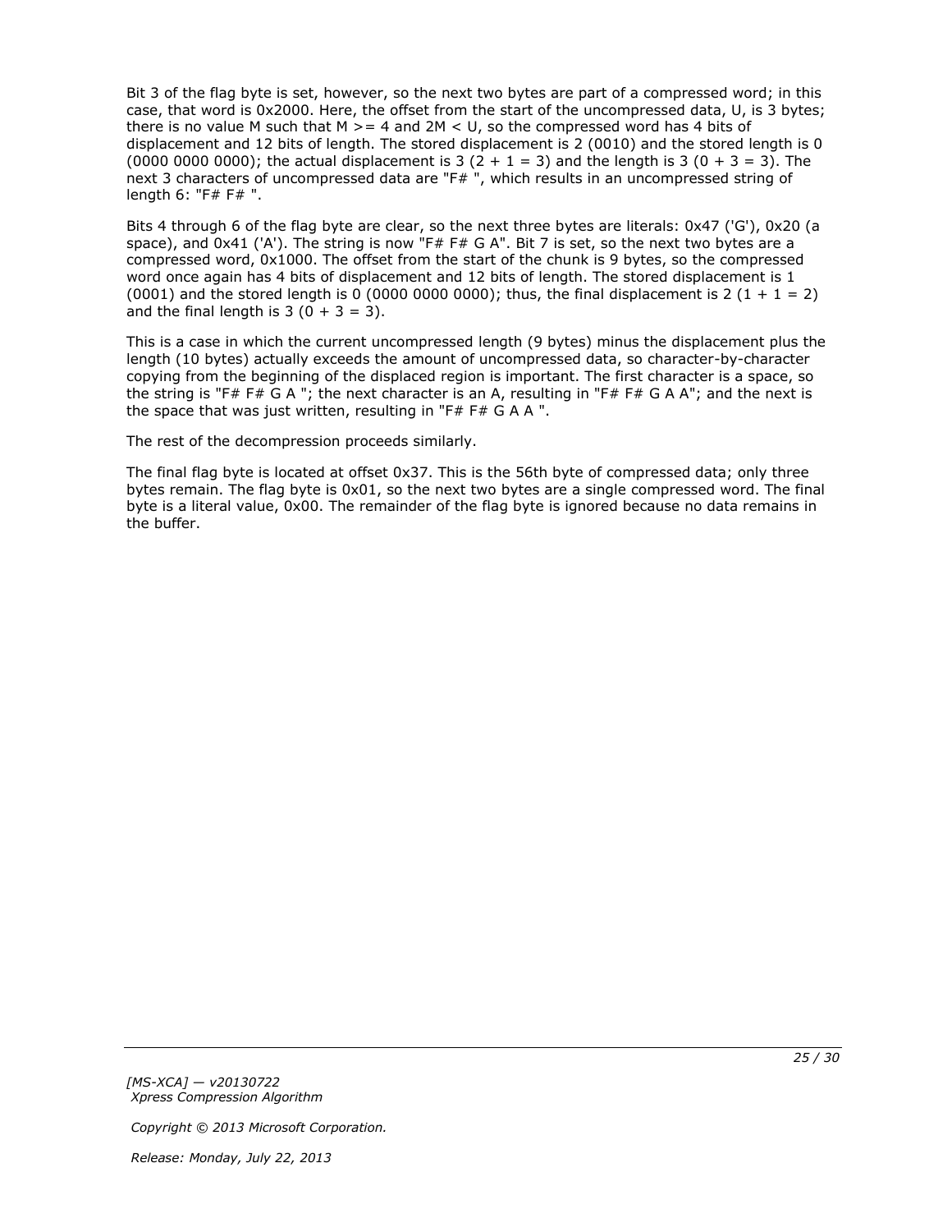Bit 3 of the flag byte is set, however, so the next two bytes are part of a compressed word; in this case, that word is 0x2000. Here, the offset from the start of the uncompressed data, U, is 3 bytes; there is no value M such that M >= 4 and 2M < U, so the compressed word has 4 bits of displacement and 12 bits of length. The stored displacement is 2 (0010) and the stored length is 0 (0000 0000 0000); the actual displacement is 3 (2 + 1 = 3) and the length is 3 (0 + 3 = 3). The next 3 characters of uncompressed data are "F# ", which results in an uncompressed string of length 6: "F# F# ".

Bits 4 through 6 of the flag byte are clear, so the next three bytes are literals: 0x47 ('G'), 0x20 (a space), and 0x41 ('A'). The string is now "F# F# G A". Bit 7 is set, so the next two bytes are a compressed word, 0x1000. The offset from the start of the chunk is 9 bytes, so the compressed word once again has 4 bits of displacement and 12 bits of length. The stored displacement is 1 (0001) and the stored length is 0 (0000 0000 0000); thus, the final displacement is 2 (1 + 1 = 2) and the final length is 3 (0 + 3 = 3).

This is a case in which the current uncompressed length (9 bytes) minus the displacement plus the length (10 bytes) actually exceeds the amount of uncompressed data, so character-by-character copying from the beginning of the displaced region is important. The first character is a space, so the string is "F# F# G A "; the next character is an A, resulting in "F# F# G A A"; and the next is the space that was just written, resulting in "F# F# G A A ".

The rest of the decompression proceeds similarly.

The final flag byte is located at offset 0x37. This is the 56th byte of compressed data; only three bytes remain. The flag byte is 0x01, so the next two bytes are a single compressed word. The final byte is a literal value, 0x00. The remainder of the flag byte is ignored because no data remains in the buffer.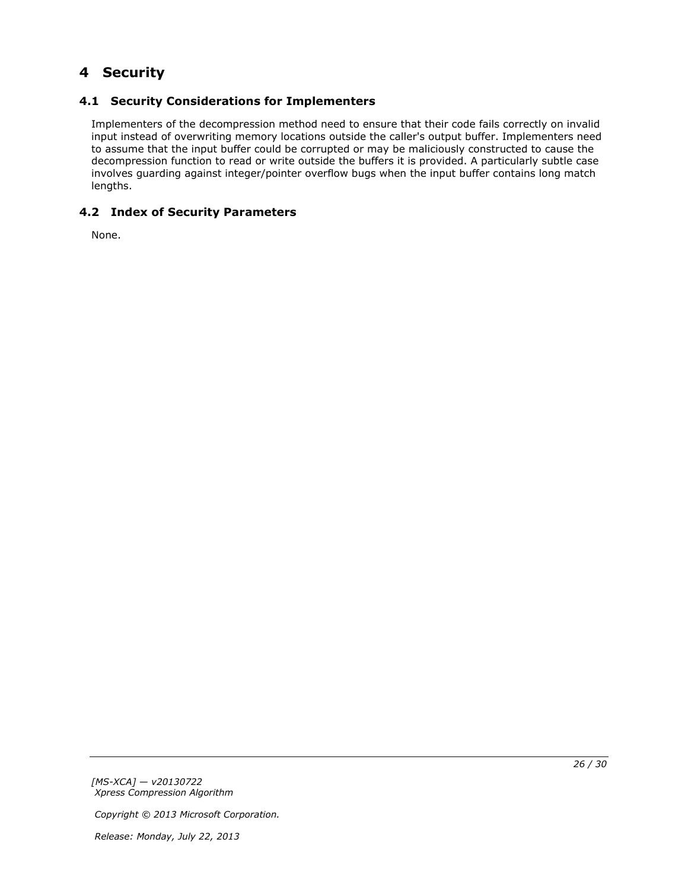# 4 Security

## 4.1 Security Considerations for Implementers

Implementers of the decompression method need to ensure that their code fails correctly on invalid input instead of overwriting memory locations outside the caller's output buffer. Implementers need to assume that the input buffer could be corrupted or may be maliciously constructed to cause the decompression function to read or write outside the buffers it is provided. A particularly subtle case involves guarding against integer/pointer overflow bugs when the input buffer contains long match lengths.

## 4.2 Index of Security Parameters

None.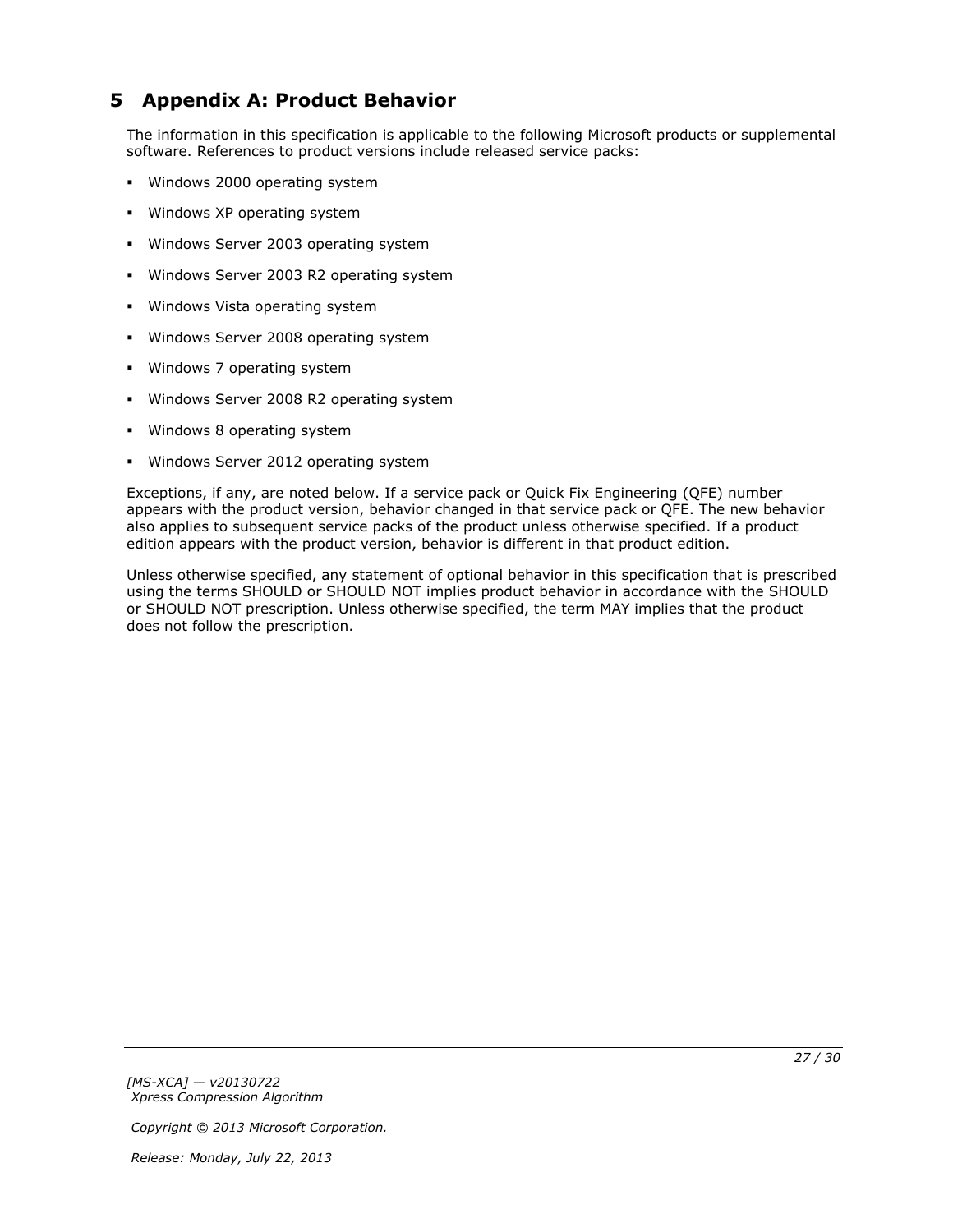# 5 Appendix A: Product Behavior

The information in this specification is applicable to the following Microsoft products or supplemental software. References to product versions include released service packs:

- Windows 2000 operating system
- Windows XP operating system
- Windows Server 2003 operating system
- Windows Server 2003 R2 operating system
- Windows Vista operating system
- Windows Server 2008 operating system
- Windows 7 operating system
- Windows Server 2008 R2 operating system
- Windows 8 operating system
- Windows Server 2012 operating system

Exceptions, if any, are noted below. If a service pack or Quick Fix Engineering (QFE) number appears with the product version, behavior changed in that service pack or QFE. The new behavior also applies to subsequent service packs of the product unless otherwise specified. If a product edition appears with the product version, behavior is different in that product edition.

Unless otherwise specified, any statement of optional behavior in this specification that is prescribed using the terms SHOULD or SHOULD NOT implies product behavior in accordance with the SHOULD or SHOULD NOT prescription. Unless otherwise specified, the term MAY implies that the product does not follow the prescription.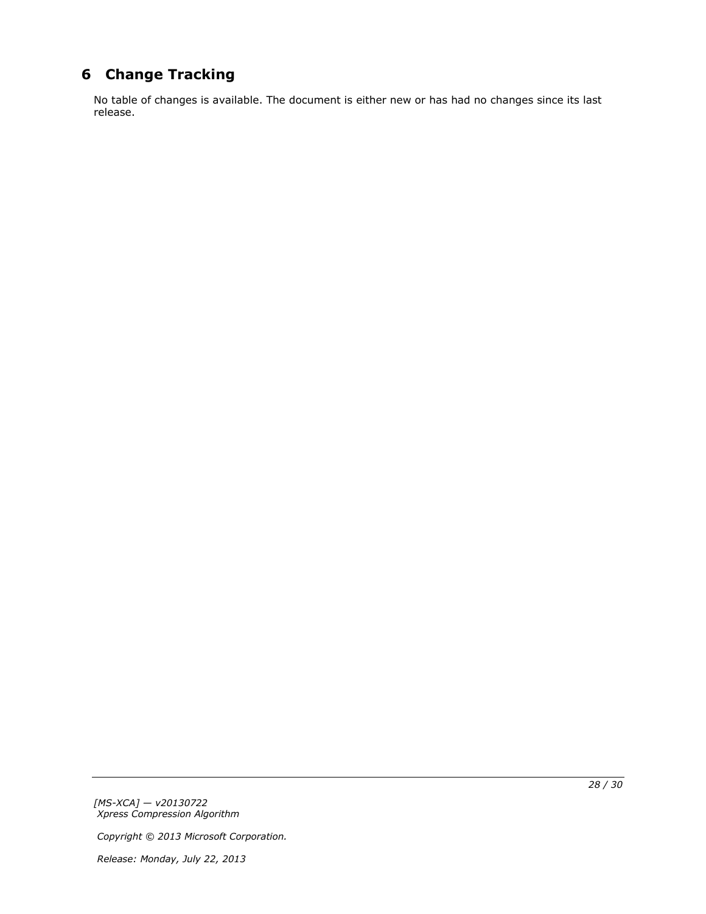# 6 Change Tracking

No table of changes is available. The document is either new or has had no changes since its last release.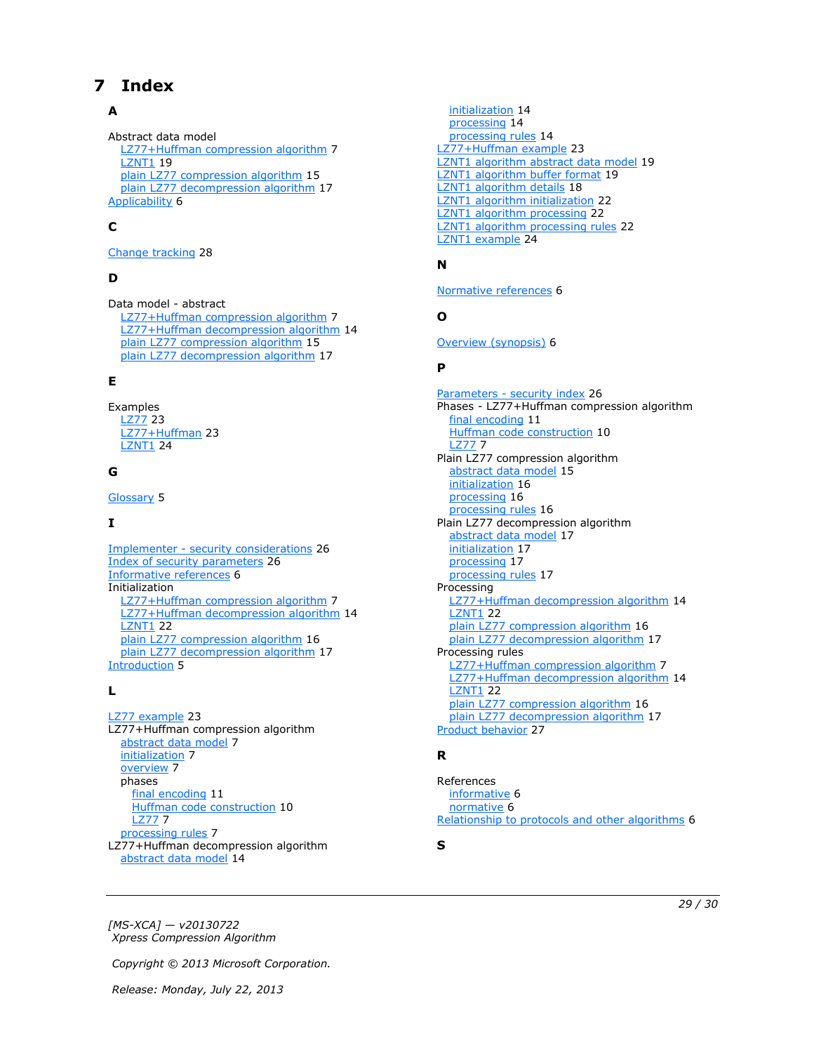# 7 Index

## A

Abstract data model
- LZ77+Huffman compression algorithm 7
- LZNT1 19
- plain LZ77 compression algorithm 15
- plain LZ77 decompression algorithm 17

Applicability 6

## C

Change tracking 28

## D

Data model - abstract
- LZ77+Huffman compression algorithm 7
- LZ77+Huffman decompression algorithm 14
- plain LZ77 compression algorithm 15
- plain LZ77 decompression algorithm 17

## E

Examples
- LZ77 23
- LZ77+Huffman 23
- LZNT1 24

## G

Glossary 5

## I

Implementer - security considerations 26
Index of security parameters 26
Informative references 6
Initialization
- LZ77+Huffman compression algorithm 7
- LZ77+Huffman decompression algorithm 14
- LZNT1 22
- plain LZ77 compression algorithm 16
- plain LZ77 decompression algorithm 17

Introduction 5

## L

LZ77 example 23
LZ77+Huffman compression algorithm
- abstract data model 7
- initialization 7
- overview 7
- phases
  - final encoding 11
  - Huffman code construction 10
  - LZ77 7
- processing rules 7

LZ77+Huffman decompression algorithm
- abstract data model 14
- initialization 14
- processing 14
- processing rules 14

LZ77+Huffman example 23
LZNT1 algorithm abstract data model 19
LZNT1 algorithm buffer format 19
LZNT1 algorithm details 18
LZNT1 algorithm initialization 22
LZNT1 algorithm processing 22
LZNT1 algorithm processing rules 22
LZNT1 example 24

## N

Normative references 6

## O

Overview (synopsis) 6

## P

Parameters - security index 26
Phases - LZ77+Huffman compression algorithm
- final encoding 11
- Huffman code construction 10
- LZ77 7

Plain LZ77 compression algorithm
- abstract data model 15
- initialization 16
- processing 16
- processing rules 16

Plain LZ77 decompression algorithm
- abstract data model 17
- initialization 17
- processing 17
- processing rules 17

Processing
- LZ77+Huffman decompression algorithm 14
- LZNT1 22
- plain LZ77 compression algorithm 16
- plain LZ77 decompression algorithm 17

Processing rules
- LZ77+Huffman compression algorithm 7
- LZ77+Huffman decompression algorithm 14
- LZNT1 22
- plain LZ77 compression algorithm 16
- plain LZ77 decompression algorithm 17

Product behavior 27

## R

References
- informative 6
- normative 6

Relationship to protocols and other algorithms 6

## S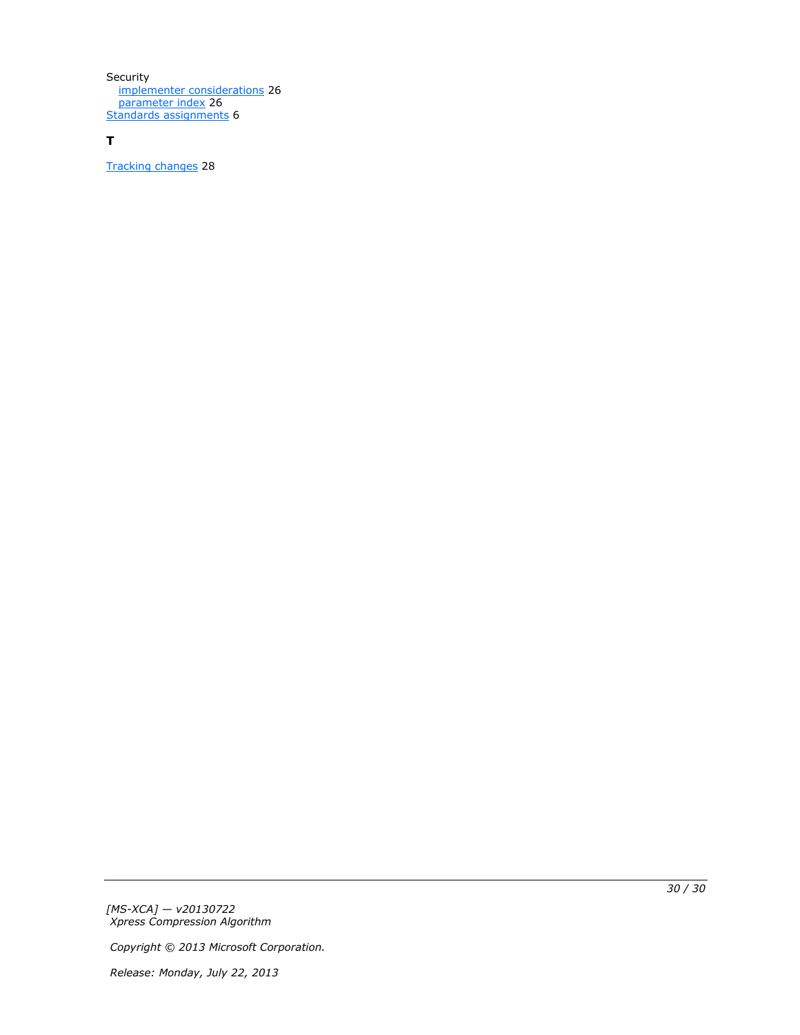Security
   implementer considerations 26
   parameter index 26
Standards assignments 6

**T**

Tracking changes 28